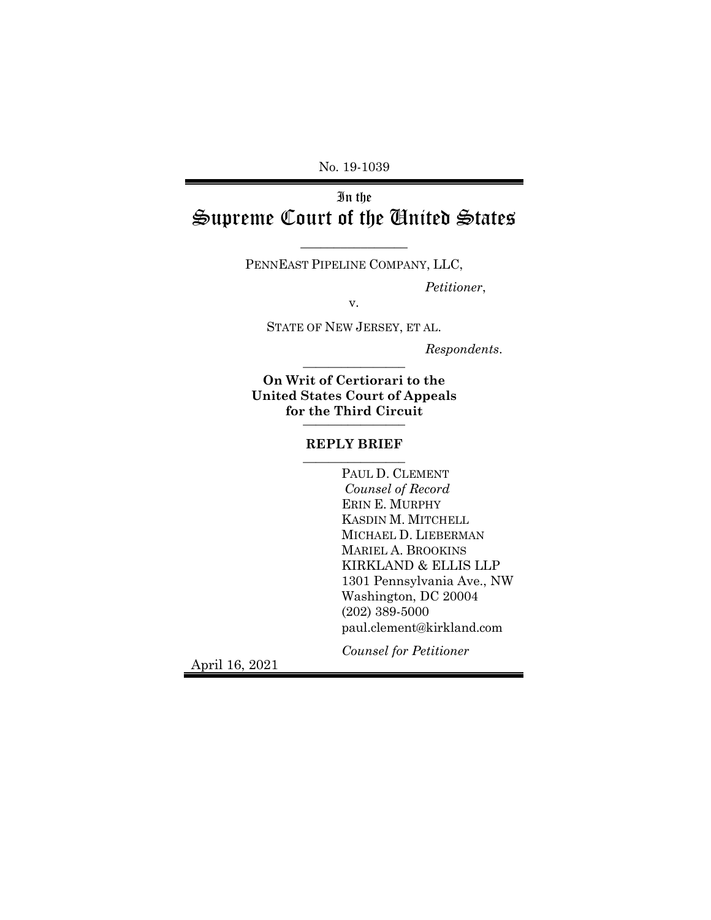No. 19-1039

# In the Supreme Court of the United States

PENNEAST PIPELINE COMPANY, LLC,

*Petitioner*,

v.

STATE OF NEW JERSEY, ET AL.

*Respondents*.

**On Writ of Certiorari to the United States Court of Appeals for the Third Circuit**

**REPLY BRIEF**

PAUL D. CLEMENT
*Counsel of Record*
ERIN E. MURPHY
KASDIN M. MITCHELL
MICHAEL D. LIEBERMAN
MARIEL A. BROOKINS
KIRKLAND & ELLIS LLP
1301 Pennsylvania Ave., NW
Washington, DC 20004
(202) 389-5000
paul.clement@kirkland.com

*Counsel for Petitioner*

April 16, 2021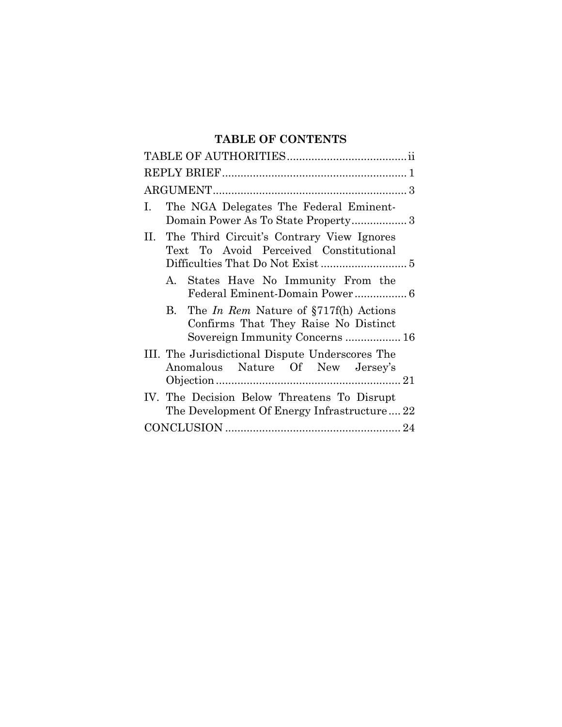# TABLE OF CONTENTS

TABLE OF AUTHORITIES....................................... ii

REPLY BRIEF............................................................ 1

ARGUMENT............................................................... 3

I. The NGA Delegates The Federal Eminent-Domain Power As To State Property.................. 3

II. The Third Circuit's Contrary View Ignores Text To Avoid Perceived Constitutional Difficulties That Do Not Exist ............................ 5

   A. States Have No Immunity From the Federal Eminent-Domain Power ................. 6

   B. The *In Rem* Nature of §717f(h) Actions Confirms That They Raise No Distinct Sovereign Immunity Concerns .................. 16

III. The Jurisdictional Dispute Underscores The Anomalous Nature Of New Jersey's Objection ............................................................ 21

IV. The Decision Below Threatens To Disrupt The Development Of Energy Infrastructure .... 22

CONCLUSION ......................................................... 24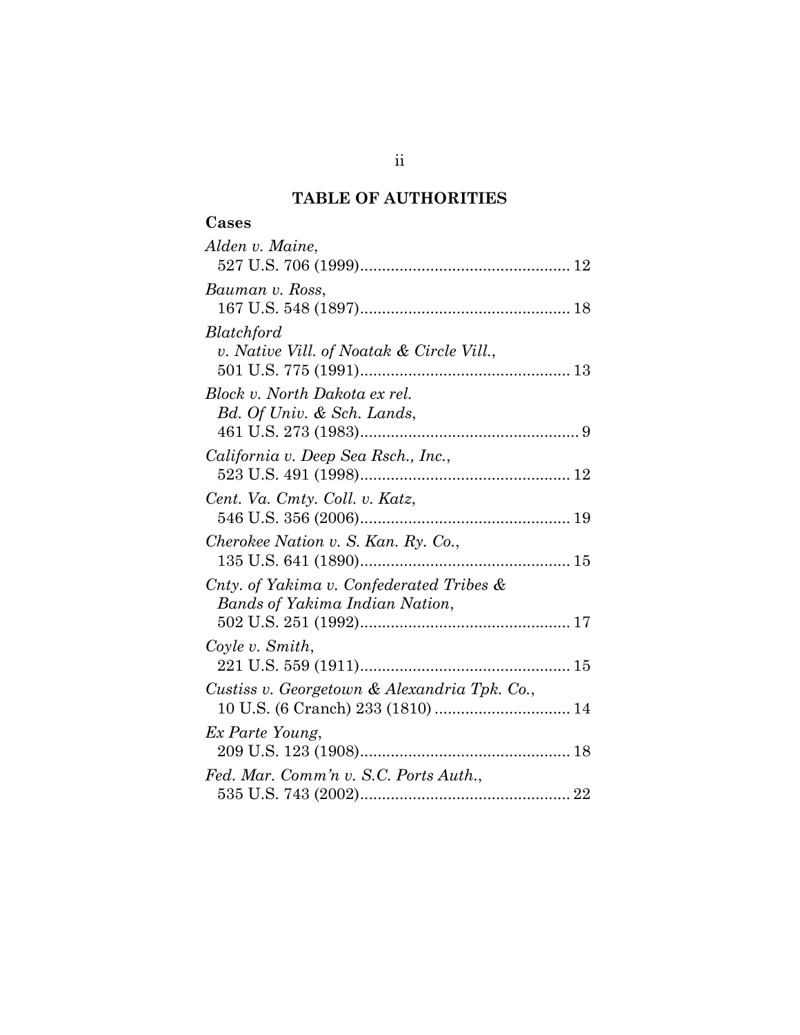## TABLE OF AUTHORITIES

### Cases

*Alden v. Maine*,
527 U.S. 706 (1999)................................................ 12

*Bauman v. Ross*,
167 U.S. 548 (1897)................................................ 18

*Blatchford v. Native Vill. of Noatak & Circle Vill.*,
501 U.S. 775 (1991)................................................ 13

*Block v. North Dakota ex rel. Bd. Of Univ. & Sch. Lands*,
461 U.S. 273 (1983).................................................. 9

*California v. Deep Sea Rsch., Inc.*,
523 U.S. 491 (1998)................................................ 12

*Cent. Va. Cmty. Coll. v. Katz*,
546 U.S. 356 (2006)................................................ 19

*Cherokee Nation v. S. Kan. Ry. Co.*,
135 U.S. 641 (1890)................................................ 15

*Cnty. of Yakima v. Confederated Tribes & Bands of Yakima Indian Nation*,
502 U.S. 251 (1992)................................................ 17

*Coyle v. Smith*,
221 U.S. 559 (1911)................................................ 15

*Custiss v. Georgetown & Alexandria Tpk. Co.*,
10 U.S. (6 Cranch) 233 (1810) ............................... 14

*Ex Parte Young*,
209 U.S. 123 (1908)................................................ 18

*Fed. Mar. Comm'n v. S.C. Ports Auth.*,
535 U.S. 743 (2002)................................................ 22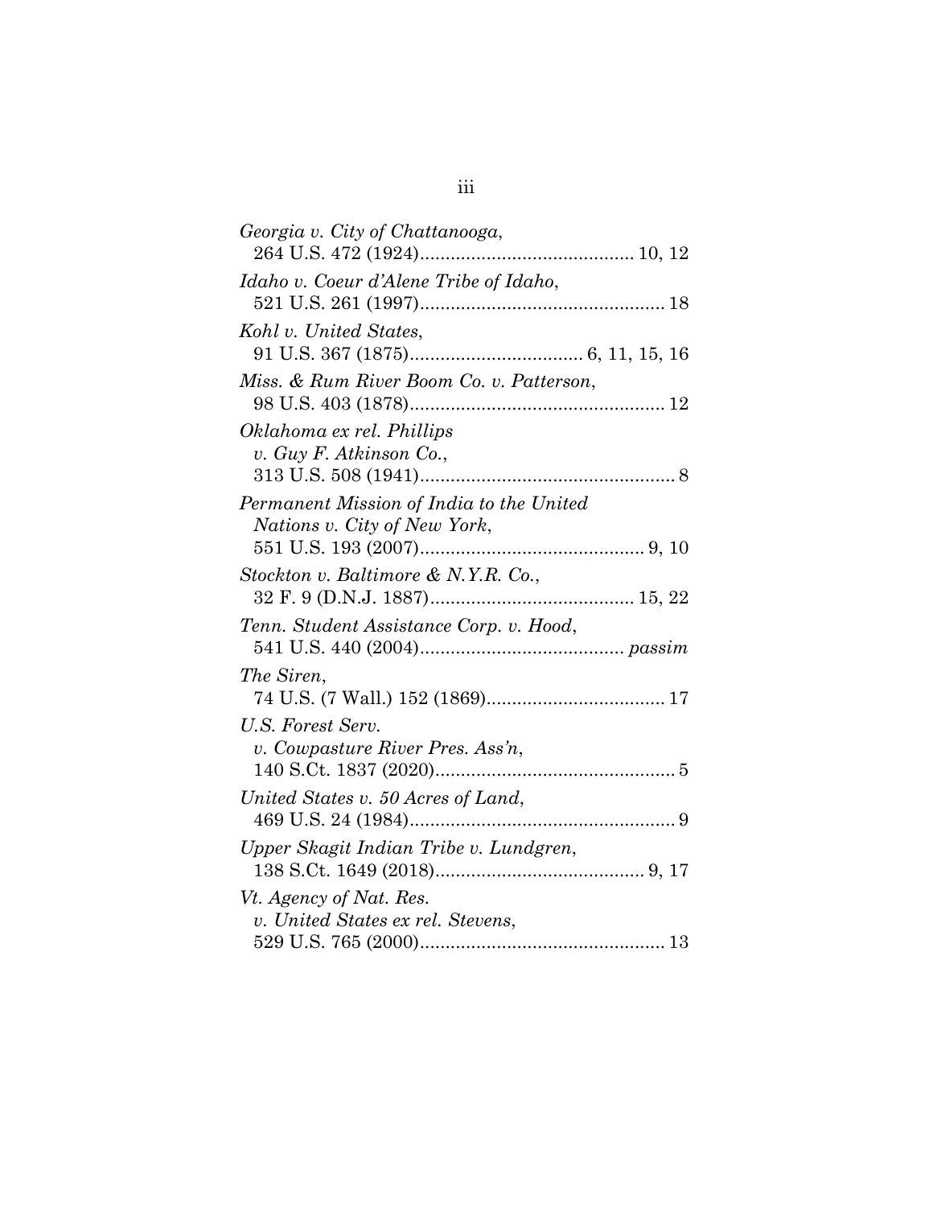*Georgia v. City of Chattanooga*,
264 U.S. 472 (1924).......................................... 10, 12

*Idaho v. Coeur d'Alene Tribe of Idaho*,
521 U.S. 261 (1997)................................................ 18

*Kohl v. United States*,
91 U.S. 367 (1875).................................. 6, 11, 15, 16

*Miss. & Rum River Boom Co. v. Patterson*,
98 U.S. 403 (1878).................................................. 12

*Oklahoma ex rel. Phillips v. Guy F. Atkinson Co.*,
313 U.S. 508 (1941).................................................. 8

*Permanent Mission of India to the United Nations v. City of New York*,
551 U.S. 193 (2007)............................................ 9, 10

*Stockton v. Baltimore & N.Y.R. Co.*,
32 F. 9 (D.N.J. 1887)........................................ 15, 22

*Tenn. Student Assistance Corp. v. Hood*,
541 U.S. 440 (2004)........................................ *passim*

*The Siren*,
74 U.S. (7 Wall.) 152 (1869)................................... 17

*U.S. Forest Serv. v. Cowpasture River Pres. Ass'n*,
140 S.Ct. 1837 (2020)............................................... 5

*United States v. 50 Acres of Land*,
469 U.S. 24 (1984).................................................... 9

*Upper Skagit Indian Tribe v. Lundgren*,
138 S.Ct. 1649 (2018)......................................... 9, 17

*Vt. Agency of Nat. Res. v. United States ex rel. Stevens*,
529 U.S. 765 (2000)................................................ 13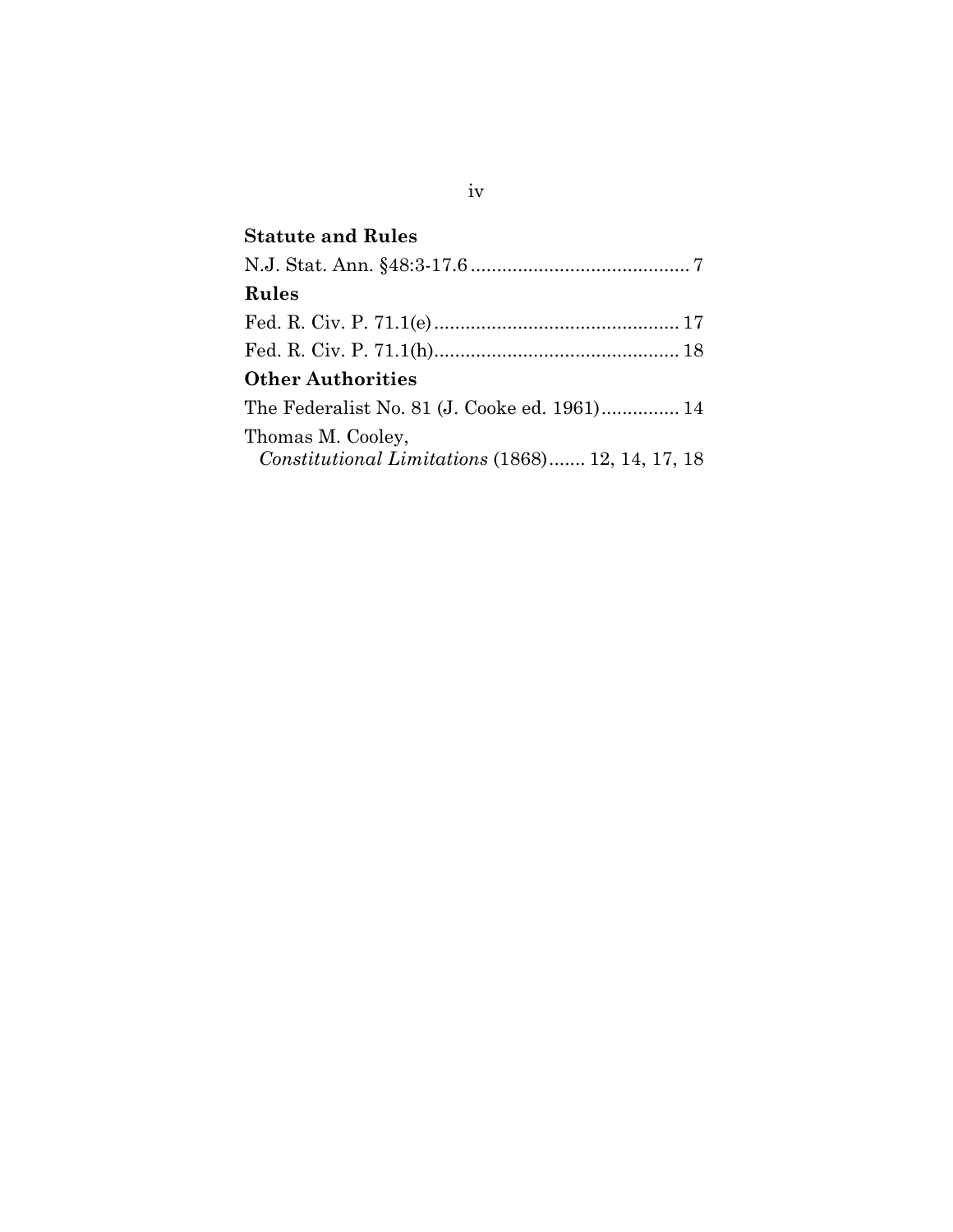**Statute and Rules**

N.J. Stat. Ann. §48:3-17.6 .......................................... 7

**Rules**

Fed. R. Civ. P. 71.1(e) ............................................... 17

Fed. R. Civ. P. 71.1(h)............................................... 18

**Other Authorities**

The Federalist No. 81 (J. Cooke ed. 1961)............... 14

Thomas M. Cooley,
*Constitutional Limitations* (1868)....... 12, 14, 17, 18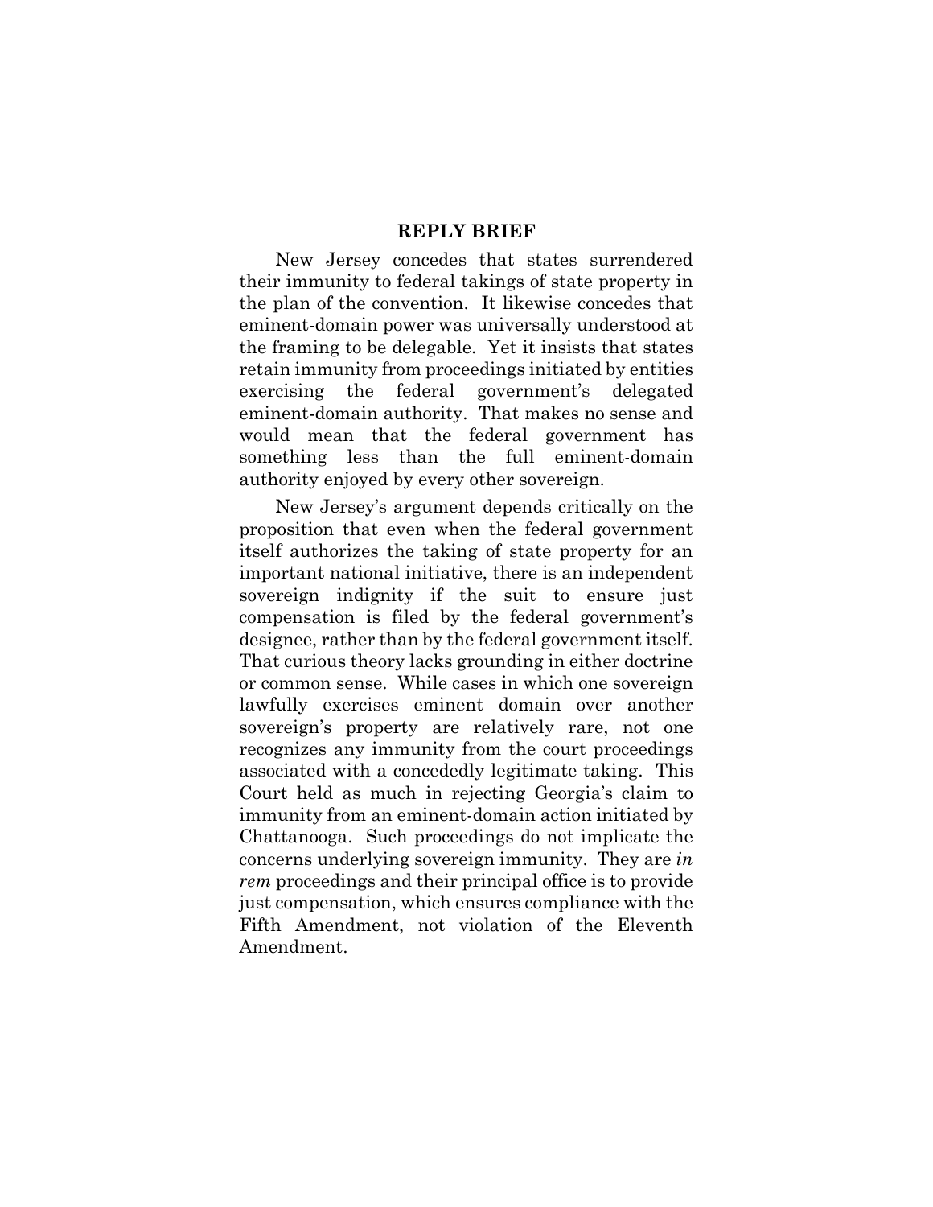## REPLY BRIEF

New Jersey concedes that states surrendered their immunity to federal takings of state property in the plan of the convention. It likewise concedes that eminent-domain power was universally understood at the framing to be delegable. Yet it insists that states retain immunity from proceedings initiated by entities exercising the federal government's delegated eminent-domain authority. That makes no sense and would mean that the federal government has something less than the full eminent-domain authority enjoyed by every other sovereign.

New Jersey's argument depends critically on the proposition that even when the federal government itself authorizes the taking of state property for an important national initiative, there is an independent sovereign indignity if the suit to ensure just compensation is filed by the federal government's designee, rather than by the federal government itself. That curious theory lacks grounding in either doctrine or common sense. While cases in which one sovereign lawfully exercises eminent domain over another sovereign's property are relatively rare, not one recognizes any immunity from the court proceedings associated with a concededly legitimate taking. This Court held as much in rejecting Georgia's claim to immunity from an eminent-domain action initiated by Chattanooga. Such proceedings do not implicate the concerns underlying sovereign immunity. They are *in rem* proceedings and their principal office is to provide just compensation, which ensures compliance with the Fifth Amendment, not violation of the Eleventh Amendment.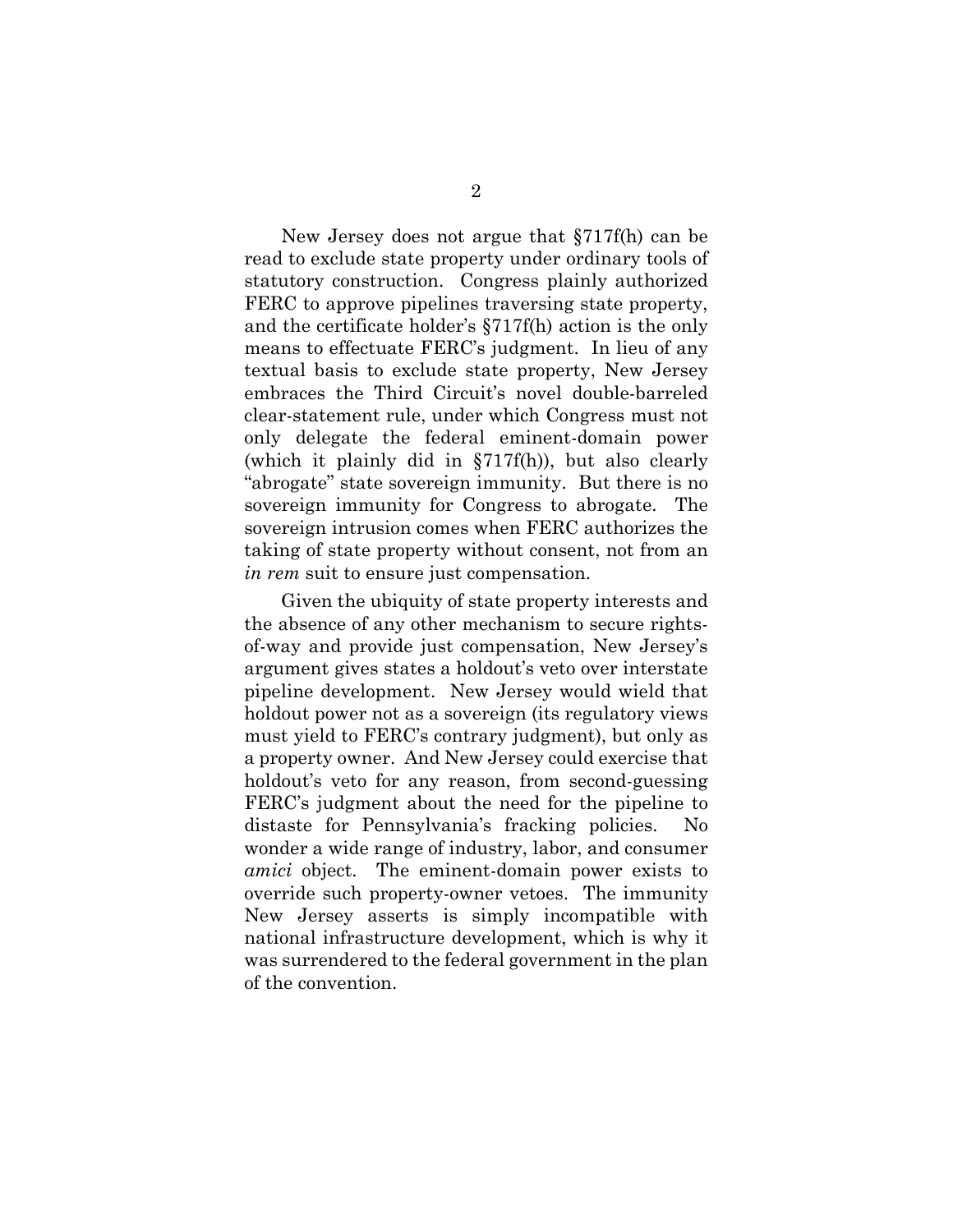New Jersey does not argue that §717f(h) can be read to exclude state property under ordinary tools of statutory construction. Congress plainly authorized FERC to approve pipelines traversing state property, and the certificate holder's §717f(h) action is the only means to effectuate FERC's judgment. In lieu of any textual basis to exclude state property, New Jersey embraces the Third Circuit's novel double-barreled clear-statement rule, under which Congress must not only delegate the federal eminent-domain power (which it plainly did in §717f(h)), but also clearly "abrogate" state sovereign immunity. But there is no sovereign immunity for Congress to abrogate. The sovereign intrusion comes when FERC authorizes the taking of state property without consent, not from an *in rem* suit to ensure just compensation.

Given the ubiquity of state property interests and the absence of any other mechanism to secure rights-of-way and provide just compensation, New Jersey's argument gives states a holdout's veto over interstate pipeline development. New Jersey would wield that holdout power not as a sovereign (its regulatory views must yield to FERC's contrary judgment), but only as a property owner. And New Jersey could exercise that holdout's veto for any reason, from second-guessing FERC's judgment about the need for the pipeline to distaste for Pennsylvania's fracking policies. No wonder a wide range of industry, labor, and consumer *amici* object. The eminent-domain power exists to override such property-owner vetoes. The immunity New Jersey asserts is simply incompatible with national infrastructure development, which is why it was surrendered to the federal government in the plan of the convention.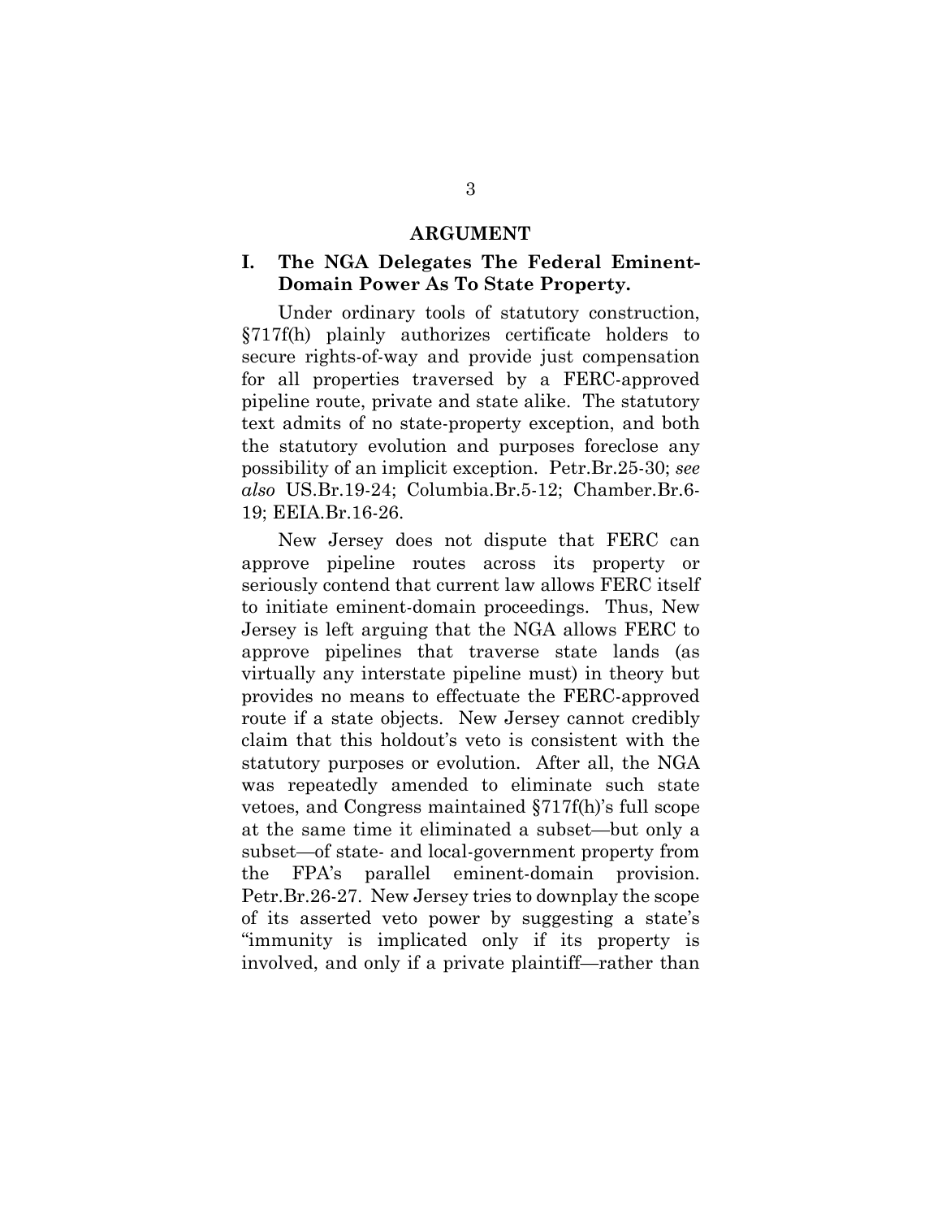## ARGUMENT

### I. The NGA Delegates The Federal Eminent-Domain Power As To State Property.

Under ordinary tools of statutory construction, §717f(h) plainly authorizes certificate holders to secure rights-of-way and provide just compensation for all properties traversed by a FERC-approved pipeline route, private and state alike. The statutory text admits of no state-property exception, and both the statutory evolution and purposes foreclose any possibility of an implicit exception. Petr.Br.25-30; *see also* US.Br.19-24; Columbia.Br.5-12; Chamber.Br.6-19; EEIA.Br.16-26.

New Jersey does not dispute that FERC can approve pipeline routes across its property or seriously contend that current law allows FERC itself to initiate eminent-domain proceedings. Thus, New Jersey is left arguing that the NGA allows FERC to approve pipelines that traverse state lands (as virtually any interstate pipeline must) in theory but provides no means to effectuate the FERC-approved route if a state objects. New Jersey cannot credibly claim that this holdout's veto is consistent with the statutory purposes or evolution. After all, the NGA was repeatedly amended to eliminate such state vetoes, and Congress maintained §717f(h)'s full scope at the same time it eliminated a subset—but only a subset—of state- and local-government property from the FPA's parallel eminent-domain provision. Petr.Br.26-27. New Jersey tries to downplay the scope of its asserted veto power by suggesting a state's "immunity is implicated only if its property is involved, and only if a private plaintiff—rather than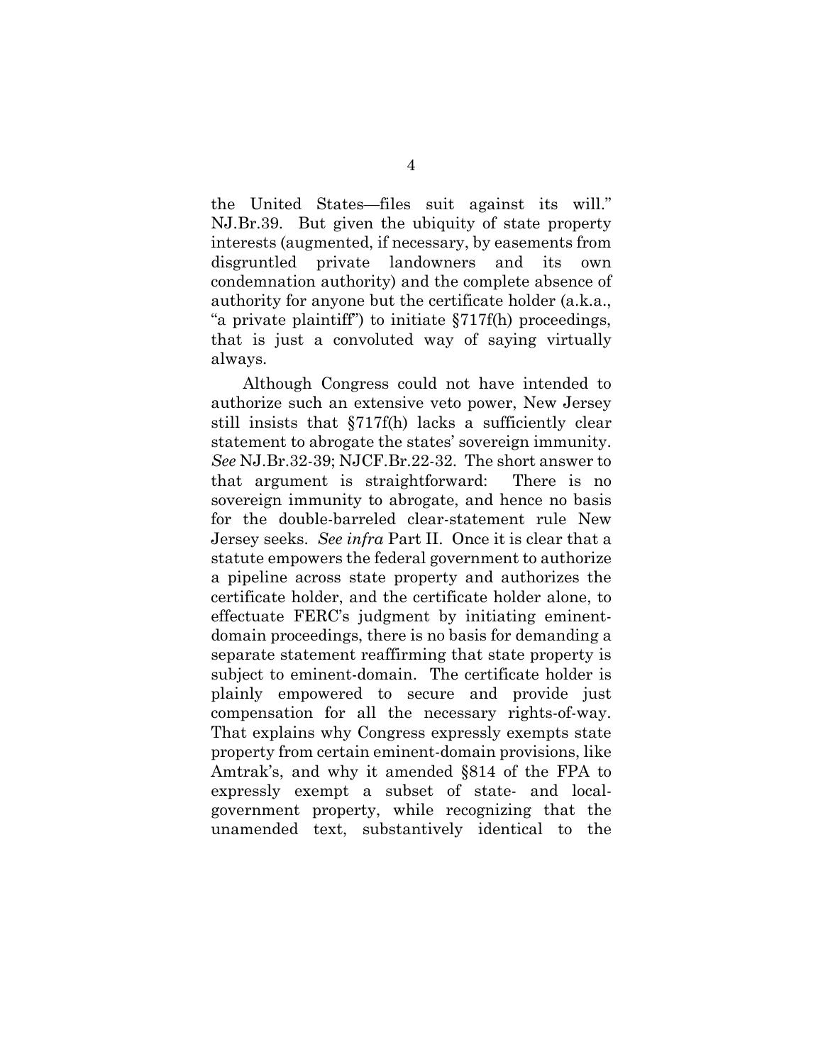the United States—files suit against its will." NJ.Br.39. But given the ubiquity of state property interests (augmented, if necessary, by easements from disgruntled private landowners and its own condemnation authority) and the complete absence of authority for anyone but the certificate holder (a.k.a., "a private plaintiff") to initiate §717f(h) proceedings, that is just a convoluted way of saying virtually always.

Although Congress could not have intended to authorize such an extensive veto power, New Jersey still insists that §717f(h) lacks a sufficiently clear statement to abrogate the states' sovereign immunity. *See* NJ.Br.32-39; NJCF.Br.22-32. The short answer to that argument is straightforward: There is no sovereign immunity to abrogate, and hence no basis for the double-barreled clear-statement rule New Jersey seeks. *See infra* Part II. Once it is clear that a statute empowers the federal government to authorize a pipeline across state property and authorizes the certificate holder, and the certificate holder alone, to effectuate FERC's judgment by initiating eminent-domain proceedings, there is no basis for demanding a separate statement reaffirming that state property is subject to eminent-domain. The certificate holder is plainly empowered to secure and provide just compensation for all the necessary rights-of-way. That explains why Congress expressly exempts state property from certain eminent-domain provisions, like Amtrak's, and why it amended §814 of the FPA to expressly exempt a subset of state- and local-government property, while recognizing that the unamended text, substantively identical to the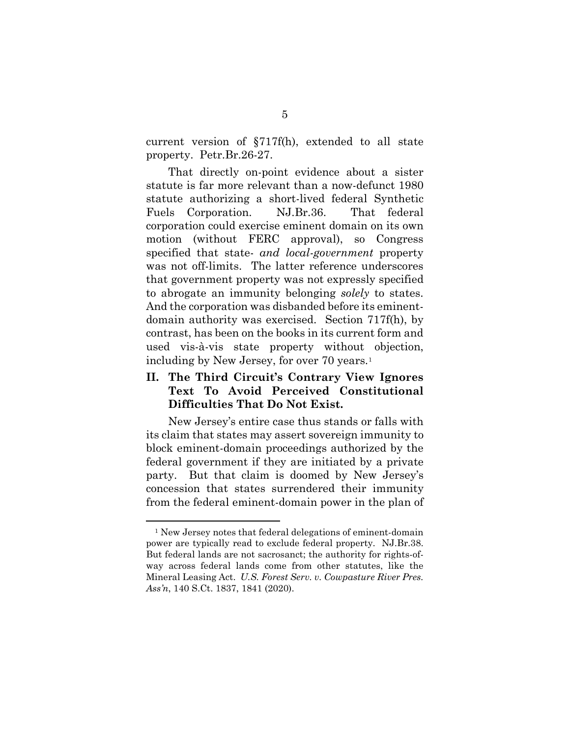current version of §717f(h), extended to all state property. Petr.Br.26-27.

That directly on-point evidence about a sister statute is far more relevant than a now-defunct 1980 statute authorizing a short-lived federal Synthetic Fuels Corporation. NJ.Br.36. That federal corporation could exercise eminent domain on its own motion (without FERC approval), so Congress specified that state- *and local-government* property was not off-limits. The latter reference underscores that government property was not expressly specified to abrogate an immunity belonging *solely* to states. And the corporation was disbanded before its eminent-domain authority was exercised. Section 717f(h), by contrast, has been on the books in its current form and used vis-à-vis state property without objection, including by New Jersey, for over 70 years.[1]

## II. The Third Circuit's Contrary View Ignores Text To Avoid Perceived Constitutional Difficulties That Do Not Exist.

New Jersey's entire case thus stands or falls with its claim that states may assert sovereign immunity to block eminent-domain proceedings authorized by the federal government if they are initiated by a private party. But that claim is doomed by New Jersey's concession that states surrendered their immunity from the federal eminent-domain power in the plan of

---

[1] New Jersey notes that federal delegations of eminent-domain power are typically read to exclude federal property. NJ.Br.38. But federal lands are not sacrosanct; the authority for rights-of-way across federal lands come from other statutes, like the Mineral Leasing Act. *U.S. Forest Serv. v. Cowpasture River Pres. Ass'n*, 140 S.Ct. 1837, 1841 (2020).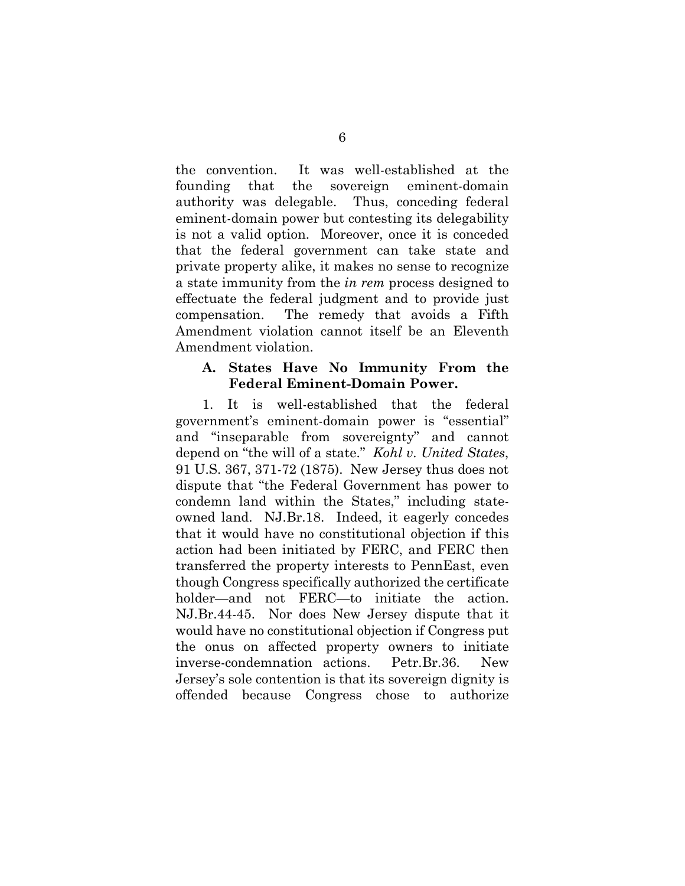the convention. It was well-established at the founding that the sovereign eminent-domain authority was delegable. Thus, conceding federal eminent-domain power but contesting its delegability is not a valid option. Moreover, once it is conceded that the federal government can take state and private property alike, it makes no sense to recognize a state immunity from the *in rem* process designed to effectuate the federal judgment and to provide just compensation. The remedy that avoids a Fifth Amendment violation cannot itself be an Eleventh Amendment violation.

### A. States Have No Immunity From the Federal Eminent-Domain Power.

1. It is well-established that the federal government's eminent-domain power is "essential" and "inseparable from sovereignty" and cannot depend on "the will of a state." *Kohl v. United States*, 91 U.S. 367, 371-72 (1875). New Jersey thus does not dispute that "the Federal Government has power to condemn land within the States," including state-owned land. NJ.Br.18. Indeed, it eagerly concedes that it would have no constitutional objection if this action had been initiated by FERC, and FERC then transferred the property interests to PennEast, even though Congress specifically authorized the certificate holder—and not FERC—to initiate the action. NJ.Br.44-45. Nor does New Jersey dispute that it would have no constitutional objection if Congress put the onus on affected property owners to initiate inverse-condemnation actions. Petr.Br.36. New Jersey's sole contention is that its sovereign dignity is offended because Congress chose to authorize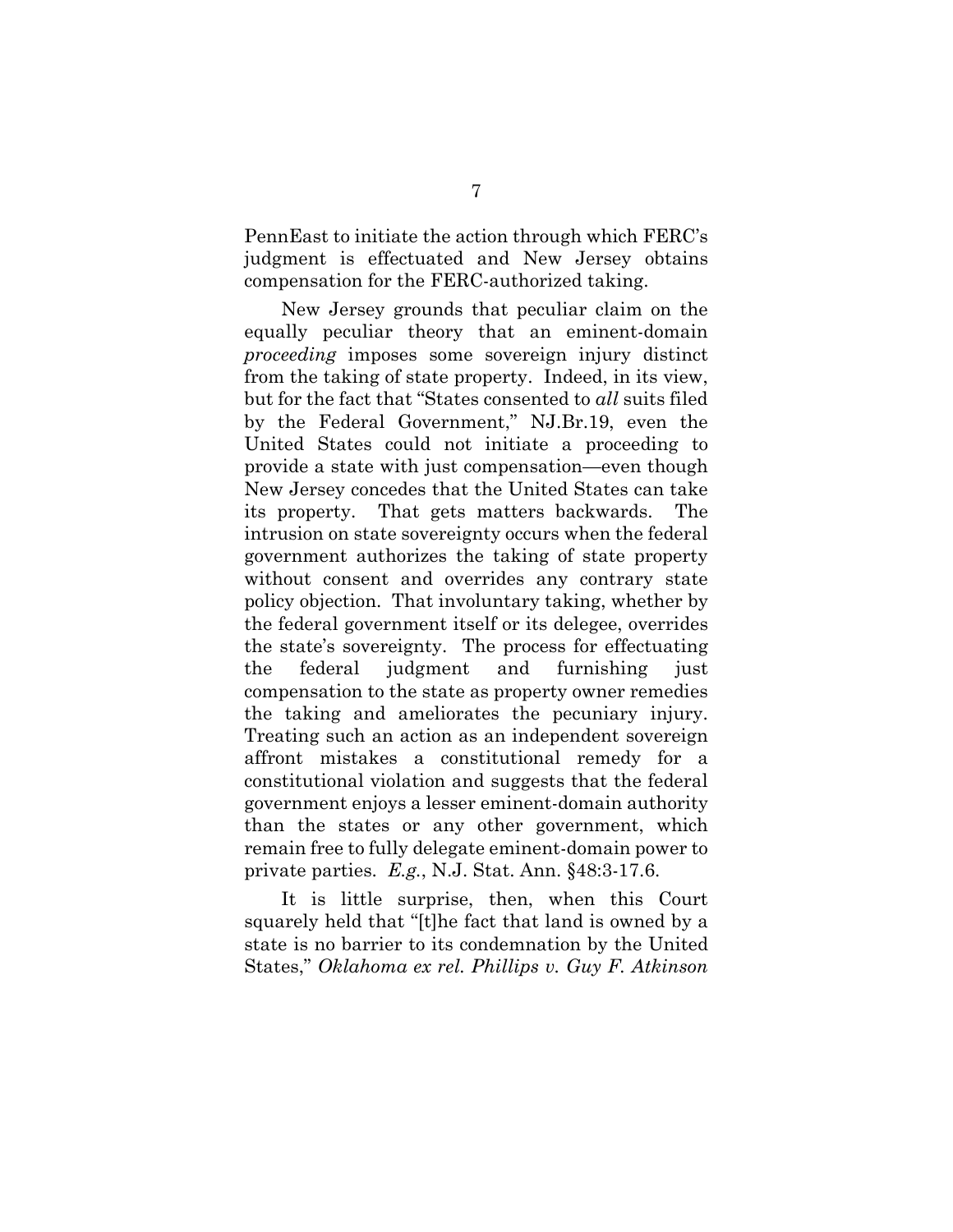PennEast to initiate the action through which FERC's judgment is effectuated and New Jersey obtains compensation for the FERC-authorized taking.

New Jersey grounds that peculiar claim on the equally peculiar theory that an eminent-domain *proceeding* imposes some sovereign injury distinct from the taking of state property. Indeed, in its view, but for the fact that "States consented to *all* suits filed by the Federal Government," NJ.Br.19, even the United States could not initiate a proceeding to provide a state with just compensation—even though New Jersey concedes that the United States can take its property. That gets matters backwards. The intrusion on state sovereignty occurs when the federal government authorizes the taking of state property without consent and overrides any contrary state policy objection. That involuntary taking, whether by the federal government itself or its delegee, overrides the state's sovereignty. The process for effectuating the federal judgment and furnishing just compensation to the state as property owner remedies the taking and ameliorates the pecuniary injury. Treating such an action as an independent sovereign affront mistakes a constitutional remedy for a constitutional violation and suggests that the federal government enjoys a lesser eminent-domain authority than the states or any other government, which remain free to fully delegate eminent-domain power to private parties. *E.g.*, N.J. Stat. Ann. §48:3-17.6.

It is little surprise, then, when this Court squarely held that "[t]he fact that land is owned by a state is no barrier to its condemnation by the United States," *Oklahoma ex rel. Phillips v. Guy F. Atkinson*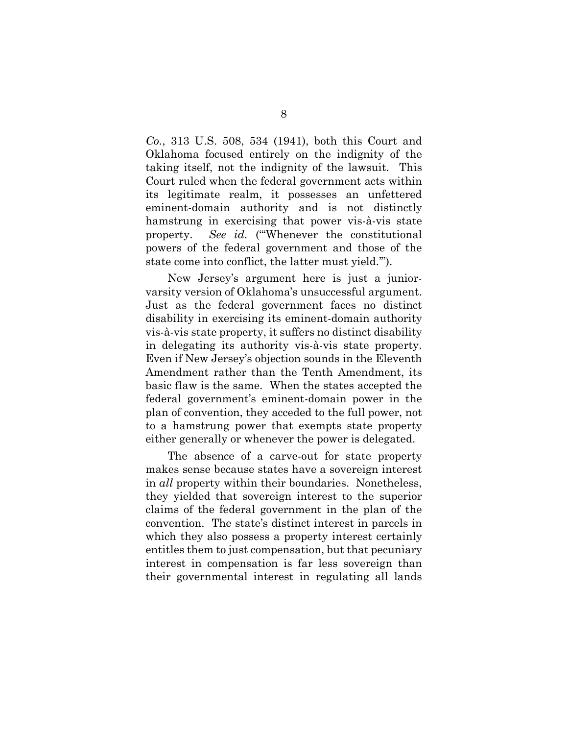*Co.*, 313 U.S. 508, 534 (1941), both this Court and Oklahoma focused entirely on the indignity of the taking itself, not the indignity of the lawsuit. This Court ruled when the federal government acts within its legitimate realm, it possesses an unfettered eminent-domain authority and is not distinctly hamstrung in exercising that power vis-à-vis state property. *See id.* ("'Whenever the constitutional powers of the federal government and those of the state come into conflict, the latter must yield.'").

New Jersey's argument here is just a junior-varsity version of Oklahoma's unsuccessful argument. Just as the federal government faces no distinct disability in exercising its eminent-domain authority vis-à-vis state property, it suffers no distinct disability in delegating its authority vis-à-vis state property. Even if New Jersey's objection sounds in the Eleventh Amendment rather than the Tenth Amendment, its basic flaw is the same. When the states accepted the federal government's eminent-domain power in the plan of convention, they acceded to the full power, not to a hamstrung power that exempts state property either generally or whenever the power is delegated.

The absence of a carve-out for state property makes sense because states have a sovereign interest in *all* property within their boundaries. Nonetheless, they yielded that sovereign interest to the superior claims of the federal government in the plan of the convention. The state's distinct interest in parcels in which they also possess a property interest certainly entitles them to just compensation, but that pecuniary interest in compensation is far less sovereign than their governmental interest in regulating all lands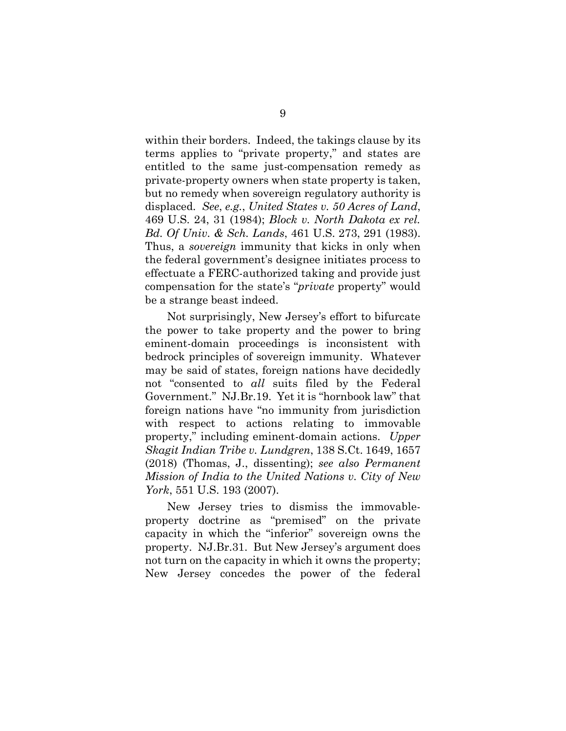within their borders. Indeed, the takings clause by its terms applies to "private property," and states are entitled to the same just-compensation remedy as private-property owners when state property is taken, but no remedy when sovereign regulatory authority is displaced. *See*, *e.g.*, *United States v. 50 Acres of Land*, 469 U.S. 24, 31 (1984); *Block v. North Dakota ex rel. Bd. Of Univ. & Sch. Lands*, 461 U.S. 273, 291 (1983). Thus, a *sovereign* immunity that kicks in only when the federal government's designee initiates process to effectuate a FERC-authorized taking and provide just compensation for the state's "*private* property" would be a strange beast indeed.

Not surprisingly, New Jersey's effort to bifurcate the power to take property and the power to bring eminent-domain proceedings is inconsistent with bedrock principles of sovereign immunity. Whatever may be said of states, foreign nations have decidedly not "consented to *all* suits filed by the Federal Government." NJ.Br.19. Yet it is "hornbook law" that foreign nations have "no immunity from jurisdiction with respect to actions relating to immovable property," including eminent-domain actions. *Upper Skagit Indian Tribe v. Lundgren*, 138 S.Ct. 1649, 1657 (2018) (Thomas, J., dissenting); *see also Permanent Mission of India to the United Nations v. City of New York*, 551 U.S. 193 (2007).

New Jersey tries to dismiss the immovable-property doctrine as "premised" on the private capacity in which the "inferior" sovereign owns the property. NJ.Br.31. But New Jersey's argument does not turn on the capacity in which it owns the property; New Jersey concedes the power of the federal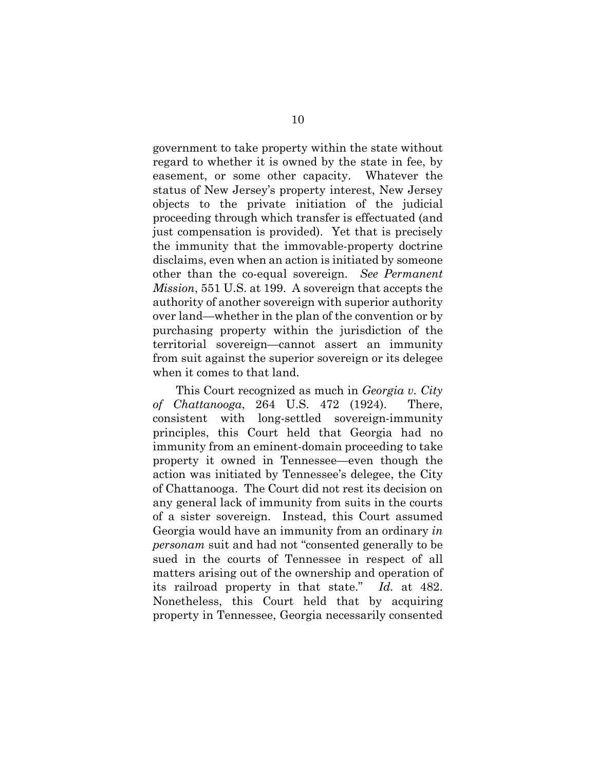government to take property within the state without regard to whether it is owned by the state in fee, by easement, or some other capacity. Whatever the status of New Jersey's property interest, New Jersey objects to the private initiation of the judicial proceeding through which transfer is effectuated (and just compensation is provided). Yet that is precisely the immunity that the immovable-property doctrine disclaims, even when an action is initiated by someone other than the co-equal sovereign. *See Permanent Mission*, 551 U.S. at 199. A sovereign that accepts the authority of another sovereign with superior authority over land—whether in the plan of the convention or by purchasing property within the jurisdiction of the territorial sovereign—cannot assert an immunity from suit against the superior sovereign or its delegee when it comes to that land.

This Court recognized as much in *Georgia v. City of Chattanooga*, 264 U.S. 472 (1924). There, consistent with long-settled sovereign-immunity principles, this Court held that Georgia had no immunity from an eminent-domain proceeding to take property it owned in Tennessee—even though the action was initiated by Tennessee's delegee, the City of Chattanooga. The Court did not rest its decision on any general lack of immunity from suits in the courts of a sister sovereign. Instead, this Court assumed Georgia would have an immunity from an ordinary *in personam* suit and had not "consented generally to be sued in the courts of Tennessee in respect of all matters arising out of the ownership and operation of its railroad property in that state." *Id.* at 482. Nonetheless, this Court held that by acquiring property in Tennessee, Georgia necessarily consented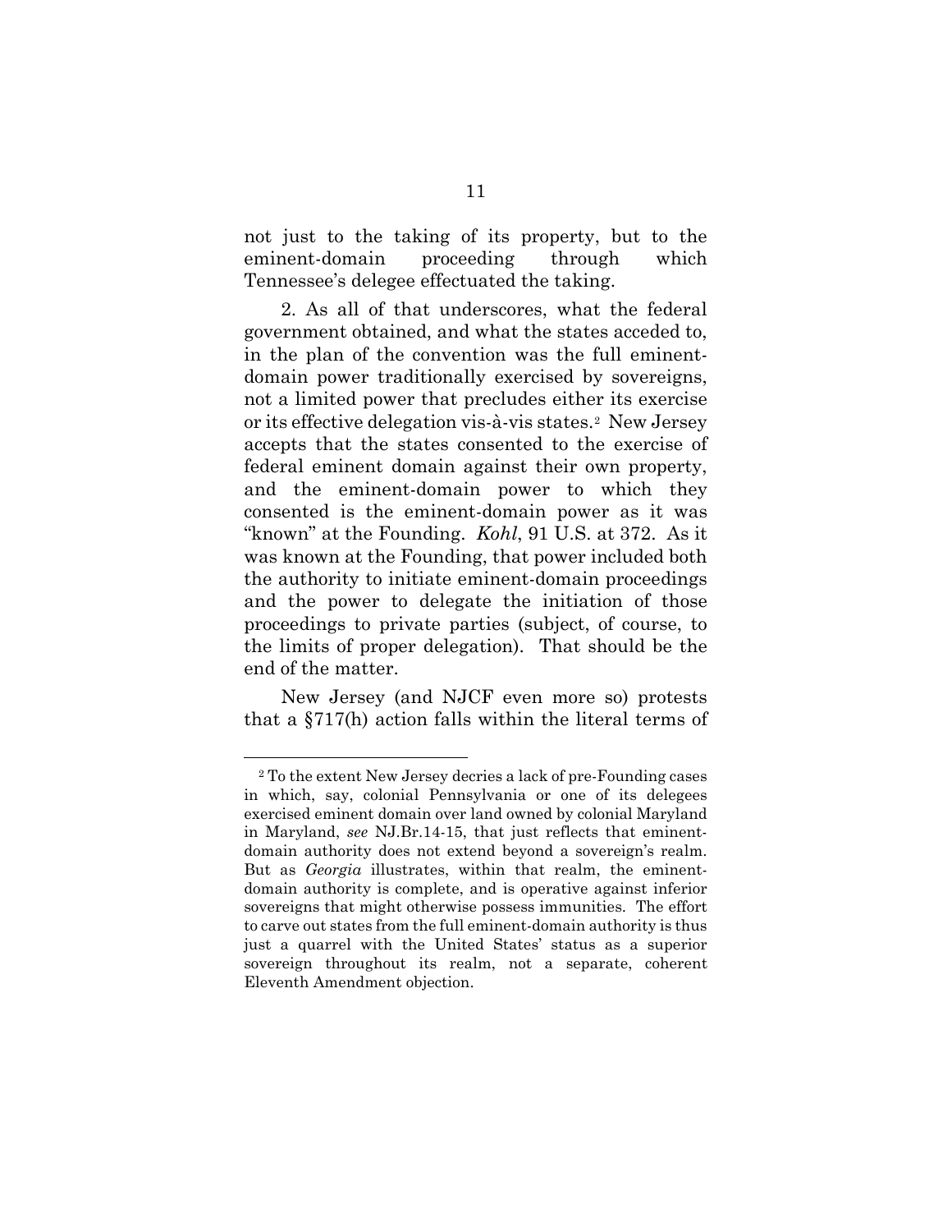not just to the taking of its property, but to the eminent-domain proceeding through which Tennessee's delegee effectuated the taking.

2. As all of that underscores, what the federal government obtained, and what the states acceded to, in the plan of the convention was the full eminent-domain power traditionally exercised by sovereigns, not a limited power that precludes either its exercise or its effective delegation vis-à-vis states.[2] New Jersey accepts that the states consented to the exercise of federal eminent domain against their own property, and the eminent-domain power to which they consented is the eminent-domain power as it was "known" at the Founding. *Kohl*, 91 U.S. at 372. As it was known at the Founding, that power included both the authority to initiate eminent-domain proceedings and the power to delegate the initiation of those proceedings to private parties (subject, of course, to the limits of proper delegation). That should be the end of the matter.

New Jersey (and NJCF even more so) protests that a §717(h) action falls within the literal terms of

---

[2] To the extent New Jersey decries a lack of pre-Founding cases in which, say, colonial Pennsylvania or one of its delegees exercised eminent domain over land owned by colonial Maryland in Maryland, *see* NJ.Br.14-15, that just reflects that eminent-domain authority does not extend beyond a sovereign's realm. But as *Georgia* illustrates, within that realm, the eminent-domain authority is complete, and is operative against inferior sovereigns that might otherwise possess immunities. The effort to carve out states from the full eminent-domain authority is thus just a quarrel with the United States' status as a superior sovereign throughout its realm, not a separate, coherent Eleventh Amendment objection.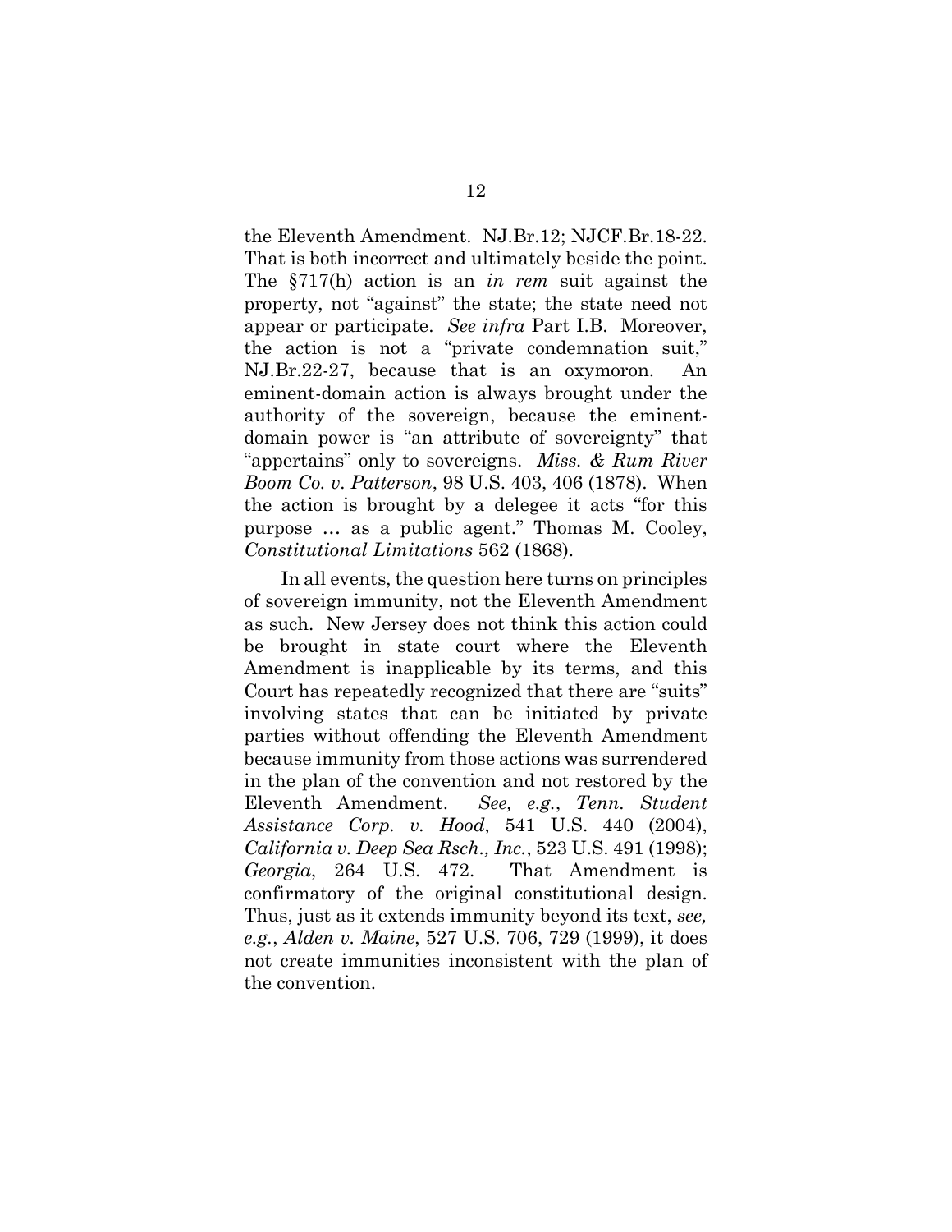the Eleventh Amendment. NJ.Br.12; NJCF.Br.18-22. That is both incorrect and ultimately beside the point. The §717(h) action is an *in rem* suit against the property, not "against" the state; the state need not appear or participate. *See infra* Part I.B. Moreover, the action is not a "private condemnation suit," NJ.Br.22-27, because that is an oxymoron. An eminent-domain action is always brought under the authority of the sovereign, because the eminent-domain power is "an attribute of sovereignty" that "appertains" only to sovereigns. *Miss. & Rum River Boom Co. v. Patterson*, 98 U.S. 403, 406 (1878). When the action is brought by a delegee it acts "for this purpose … as a public agent." Thomas M. Cooley, *Constitutional Limitations* 562 (1868).

In all events, the question here turns on principles of sovereign immunity, not the Eleventh Amendment as such. New Jersey does not think this action could be brought in state court where the Eleventh Amendment is inapplicable by its terms, and this Court has repeatedly recognized that there are "suits" involving states that can be initiated by private parties without offending the Eleventh Amendment because immunity from those actions was surrendered in the plan of the convention and not restored by the Eleventh Amendment. *See, e.g.*, *Tenn. Student Assistance Corp. v. Hood*, 541 U.S. 440 (2004), *California v. Deep Sea Rsch., Inc.*, 523 U.S. 491 (1998); *Georgia*, 264 U.S. 472. That Amendment is confirmatory of the original constitutional design. Thus, just as it extends immunity beyond its text, *see, e.g.*, *Alden v. Maine*, 527 U.S. 706, 729 (1999), it does not create immunities inconsistent with the plan of the convention.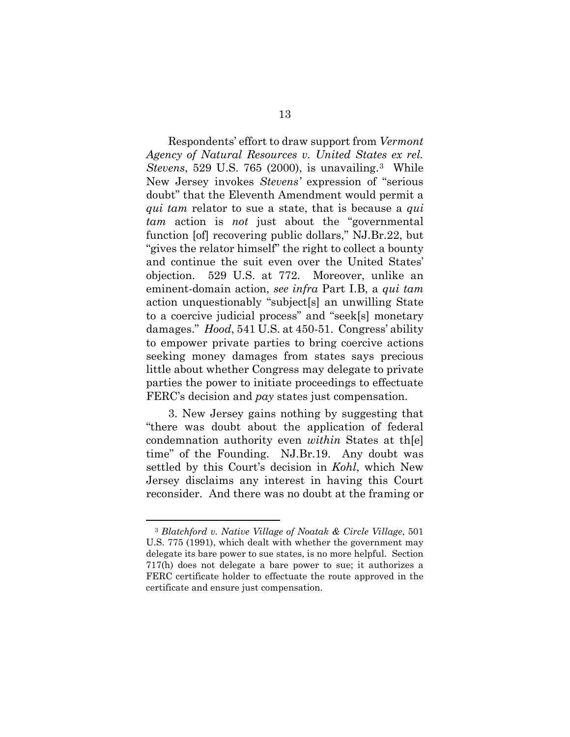Respondents' effort to draw support from *Vermont Agency of Natural Resources v. United States ex rel. Stevens*, 529 U.S. 765 (2000), is unavailing.[3] While New Jersey invokes *Stevens'* expression of "serious doubt" that the Eleventh Amendment would permit a *qui tam* relator to sue a state, that is because a *qui tam* action is *not* just about the "governmental function [of] recovering public dollars," NJ.Br.22, but "gives the relator himself" the right to collect a bounty and continue the suit even over the United States' objection. 529 U.S. at 772. Moreover, unlike an eminent-domain action, *see infra* Part I.B, a *qui tam* action unquestionably "subject[s] an unwilling State to a coercive judicial process" and "seek[s] monetary damages." *Hood*, 541 U.S. at 450-51. Congress' ability to empower private parties to bring coercive actions seeking money damages from states says precious little about whether Congress may delegate to private parties the power to initiate proceedings to effectuate FERC's decision and *pay* states just compensation.

3. New Jersey gains nothing by suggesting that "there was doubt about the application of federal condemnation authority even *within* States at th[e] time" of the Founding. NJ.Br.19. Any doubt was settled by this Court's decision in *Kohl*, which New Jersey disclaims any interest in having this Court reconsider. And there was no doubt at the framing or

---

[3] *Blatchford v. Native Village of Noatak & Circle Village*, 501 U.S. 775 (1991), which dealt with whether the government may delegate its bare power to sue states, is no more helpful. Section 717(h) does not delegate a bare power to sue; it authorizes a FERC certificate holder to effectuate the route approved in the certificate and ensure just compensation.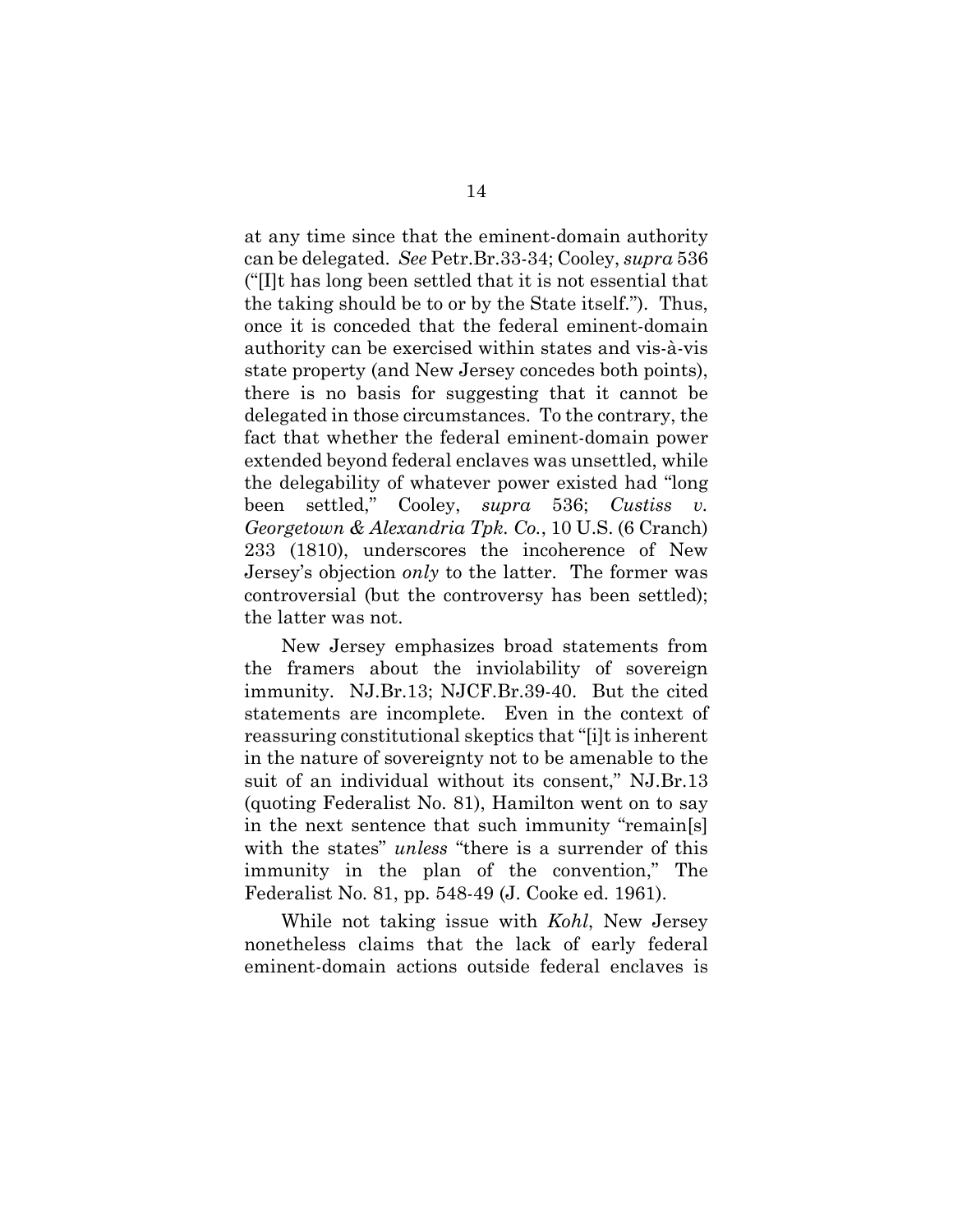at any time since that the eminent-domain authority can be delegated. *See* Petr.Br.33-34; Cooley, *supra* 536 ("[I]t has long been settled that it is not essential that the taking should be to or by the State itself."). Thus, once it is conceded that the federal eminent-domain authority can be exercised within states and vis-à-vis state property (and New Jersey concedes both points), there is no basis for suggesting that it cannot be delegated in those circumstances. To the contrary, the fact that whether the federal eminent-domain power extended beyond federal enclaves was unsettled, while the delegability of whatever power existed had "long been settled," Cooley, *supra* 536; *Custiss v. Georgetown & Alexandria Tpk. Co.*, 10 U.S. (6 Cranch) 233 (1810), underscores the incoherence of New Jersey's objection *only* to the latter. The former was controversial (but the controversy has been settled); the latter was not.

New Jersey emphasizes broad statements from the framers about the inviolability of sovereign immunity. NJ.Br.13; NJCF.Br.39-40. But the cited statements are incomplete. Even in the context of reassuring constitutional skeptics that "[i]t is inherent in the nature of sovereignty not to be amenable to the suit of an individual without its consent," NJ.Br.13 (quoting Federalist No. 81), Hamilton went on to say in the next sentence that such immunity "remain[s] with the states" *unless* "there is a surrender of this immunity in the plan of the convention," The Federalist No. 81, pp. 548-49 (J. Cooke ed. 1961).

While not taking issue with *Kohl*, New Jersey nonetheless claims that the lack of early federal eminent-domain actions outside federal enclaves is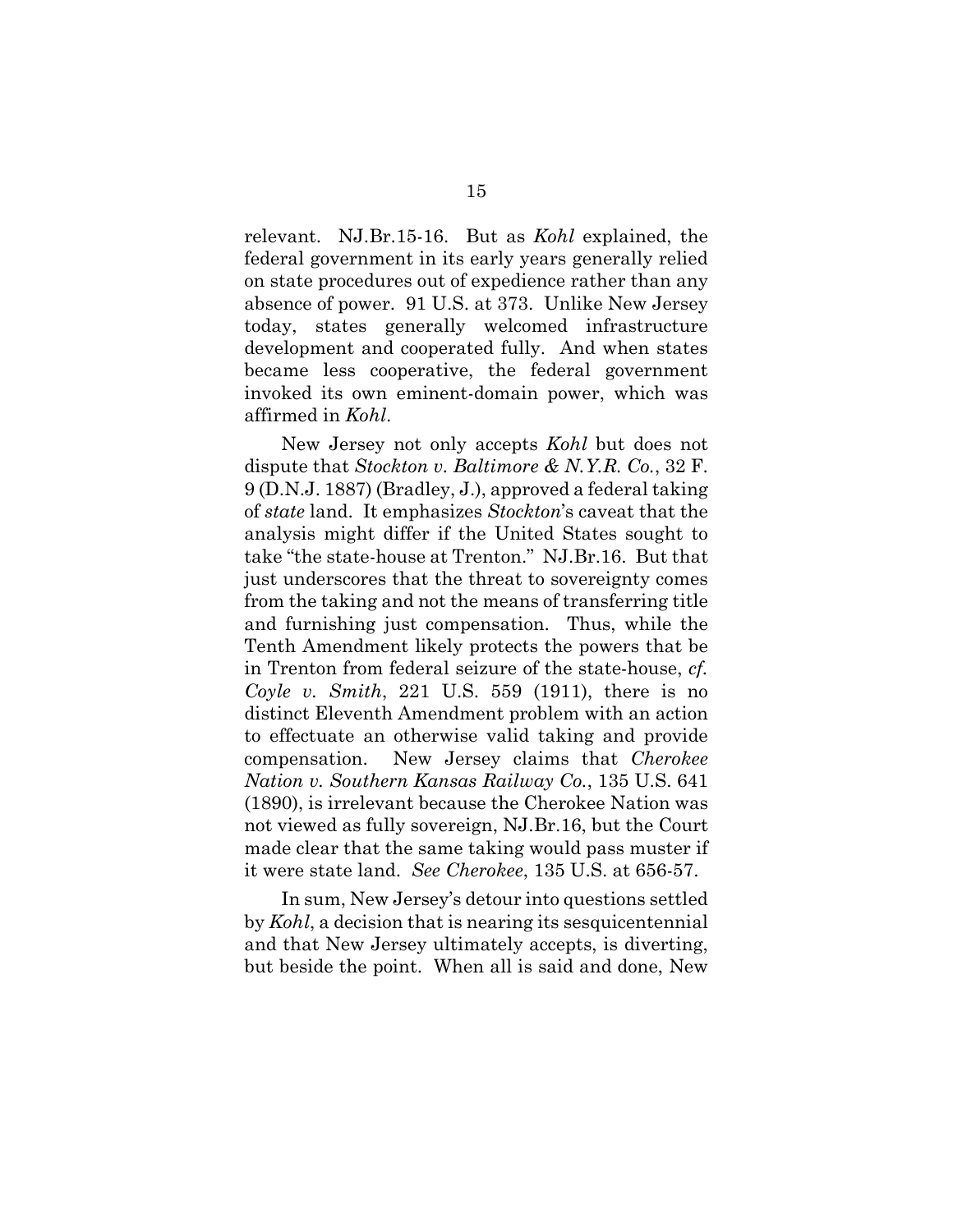relevant. NJ.Br.15-16. But as *Kohl* explained, the federal government in its early years generally relied on state procedures out of expedience rather than any absence of power. 91 U.S. at 373. Unlike New Jersey today, states generally welcomed infrastructure development and cooperated fully. And when states became less cooperative, the federal government invoked its own eminent-domain power, which was affirmed in *Kohl*.

New Jersey not only accepts *Kohl* but does not dispute that *Stockton v. Baltimore & N.Y.R. Co.*, 32 F. 9 (D.N.J. 1887) (Bradley, J.), approved a federal taking of *state* land. It emphasizes *Stockton*'s caveat that the analysis might differ if the United States sought to take "the state-house at Trenton." NJ.Br.16. But that just underscores that the threat to sovereignty comes from the taking and not the means of transferring title and furnishing just compensation. Thus, while the Tenth Amendment likely protects the powers that be in Trenton from federal seizure of the state-house, *cf. Coyle v. Smith*, 221 U.S. 559 (1911), there is no distinct Eleventh Amendment problem with an action to effectuate an otherwise valid taking and provide compensation. New Jersey claims that *Cherokee Nation v. Southern Kansas Railway Co.*, 135 U.S. 641 (1890), is irrelevant because the Cherokee Nation was not viewed as fully sovereign, NJ.Br.16, but the Court made clear that the same taking would pass muster if it were state land. *See Cherokee*, 135 U.S. at 656-57.

In sum, New Jersey's detour into questions settled by *Kohl*, a decision that is nearing its sesquicentennial and that New Jersey ultimately accepts, is diverting, but beside the point. When all is said and done, New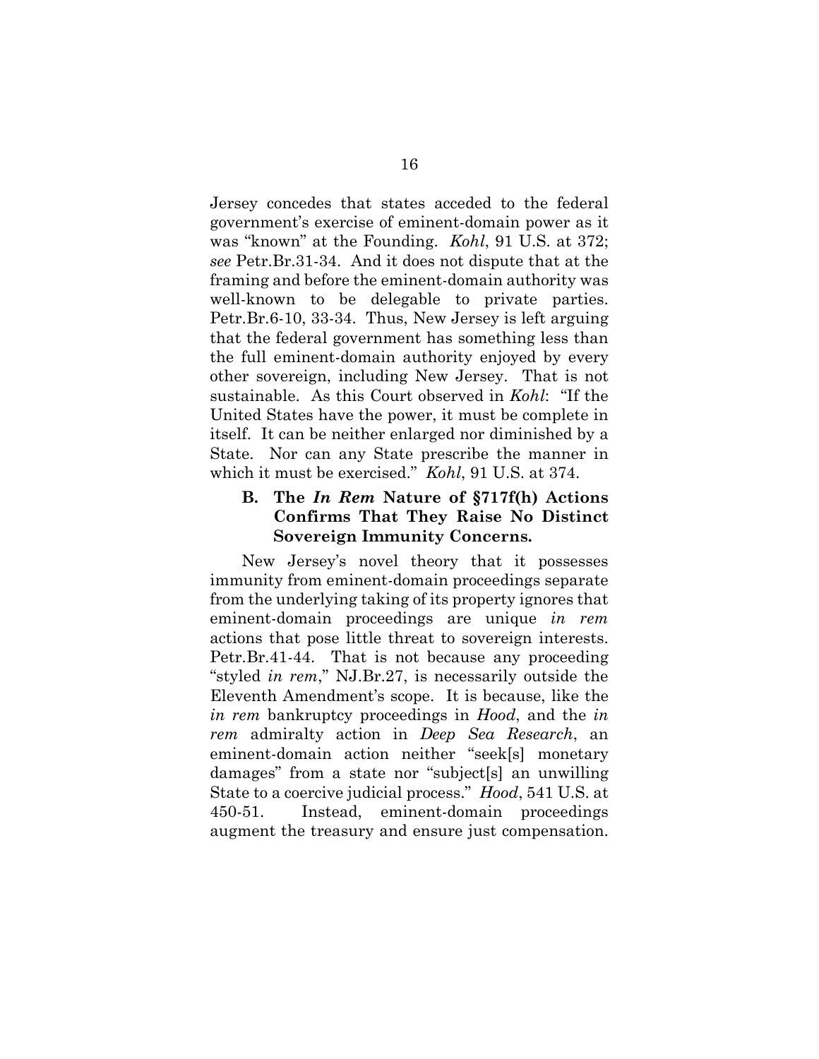Jersey concedes that states acceded to the federal government's exercise of eminent-domain power as it was "known" at the Founding. *Kohl*, 91 U.S. at 372; *see* Petr.Br.31-34. And it does not dispute that at the framing and before the eminent-domain authority was well-known to be delegable to private parties. Petr.Br.6-10, 33-34. Thus, New Jersey is left arguing that the federal government has something less than the full eminent-domain authority enjoyed by every other sovereign, including New Jersey. That is not sustainable. As this Court observed in *Kohl*: "If the United States have the power, it must be complete in itself. It can be neither enlarged nor diminished by a State. Nor can any State prescribe the manner in which it must be exercised." *Kohl*, 91 U.S. at 374.

### B. The *In Rem* Nature of §717f(h) Actions Confirms That They Raise No Distinct Sovereign Immunity Concerns.

New Jersey's novel theory that it possesses immunity from eminent-domain proceedings separate from the underlying taking of its property ignores that eminent-domain proceedings are unique *in rem* actions that pose little threat to sovereign interests. Petr.Br.41-44. That is not because any proceeding "styled *in rem*," NJ.Br.27, is necessarily outside the Eleventh Amendment's scope. It is because, like the *in rem* bankruptcy proceedings in *Hood*, and the *in rem* admiralty action in *Deep Sea Research*, an eminent-domain action neither "seek[s] monetary damages" from a state nor "subject[s] an unwilling State to a coercive judicial process." *Hood*, 541 U.S. at 450-51. Instead, eminent-domain proceedings augment the treasury and ensure just compensation.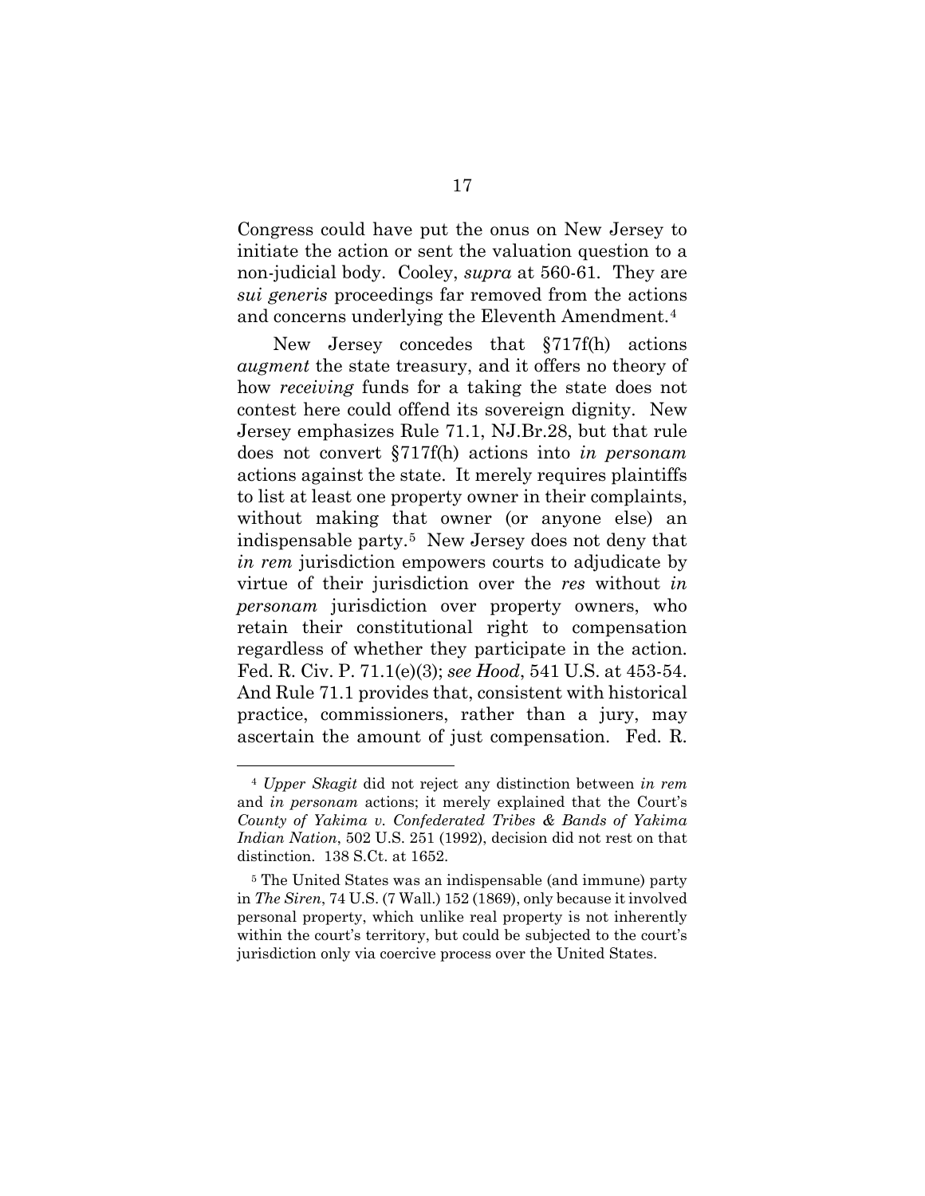Congress could have put the onus on New Jersey to initiate the action or sent the valuation question to a non-judicial body. Cooley, *supra* at 560-61. They are *sui generis* proceedings far removed from the actions and concerns underlying the Eleventh Amendment.[4]

New Jersey concedes that §717f(h) actions *augment* the state treasury, and it offers no theory of how *receiving* funds for a taking the state does not contest here could offend its sovereign dignity. New Jersey emphasizes Rule 71.1, NJ.Br.28, but that rule does not convert §717f(h) actions into *in personam* actions against the state. It merely requires plaintiffs to list at least one property owner in their complaints, without making that owner (or anyone else) an indispensable party.[5] New Jersey does not deny that *in rem* jurisdiction empowers courts to adjudicate by virtue of their jurisdiction over the *res* without *in personam* jurisdiction over property owners, who retain their constitutional right to compensation regardless of whether they participate in the action. Fed. R. Civ. P. 71.1(e)(3); *see Hood*, 541 U.S. at 453-54. And Rule 71.1 provides that, consistent with historical practice, commissioners, rather than a jury, may ascertain the amount of just compensation. Fed. R.

---

[4] *Upper Skagit* did not reject any distinction between *in rem* and *in personam* actions; it merely explained that the Court's *County of Yakima v. Confederated Tribes & Bands of Yakima Indian Nation*, 502 U.S. 251 (1992), decision did not rest on that distinction. 138 S.Ct. at 1652.

[5] The United States was an indispensable (and immune) party in *The Siren*, 74 U.S. (7 Wall.) 152 (1869), only because it involved personal property, which unlike real property is not inherently within the court's territory, but could be subjected to the court's jurisdiction only via coercive process over the United States.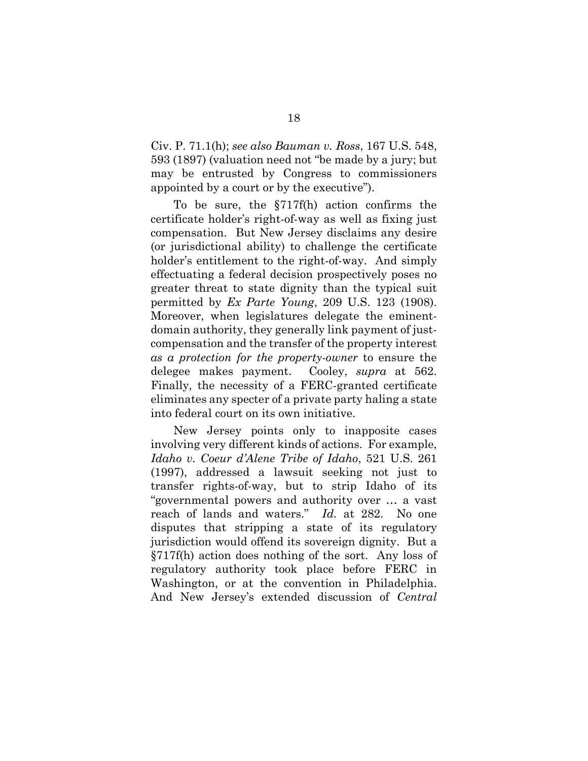Civ. P. 71.1(h); *see also Bauman v. Ross*, 167 U.S. 548, 593 (1897) (valuation need not "be made by a jury; but may be entrusted by Congress to commissioners appointed by a court or by the executive").

To be sure, the §717f(h) action confirms the certificate holder's right-of-way as well as fixing just compensation. But New Jersey disclaims any desire (or jurisdictional ability) to challenge the certificate holder's entitlement to the right-of-way. And simply effectuating a federal decision prospectively poses no greater threat to state dignity than the typical suit permitted by *Ex Parte Young*, 209 U.S. 123 (1908). Moreover, when legislatures delegate the eminent-domain authority, they generally link payment of just-compensation and the transfer of the property interest *as a protection for the property-owner* to ensure the delegee makes payment. Cooley, *supra* at 562. Finally, the necessity of a FERC-granted certificate eliminates any specter of a private party haling a state into federal court on its own initiative.

New Jersey points only to inapposite cases involving very different kinds of actions. For example, *Idaho v. Coeur d'Alene Tribe of Idaho*, 521 U.S. 261 (1997), addressed a lawsuit seeking not just to transfer rights-of-way, but to strip Idaho of its "governmental powers and authority over … a vast reach of lands and waters." *Id.* at 282. No one disputes that stripping a state of its regulatory jurisdiction would offend its sovereign dignity. But a §717f(h) action does nothing of the sort. Any loss of regulatory authority took place before FERC in Washington, or at the convention in Philadelphia. And New Jersey's extended discussion of *Central*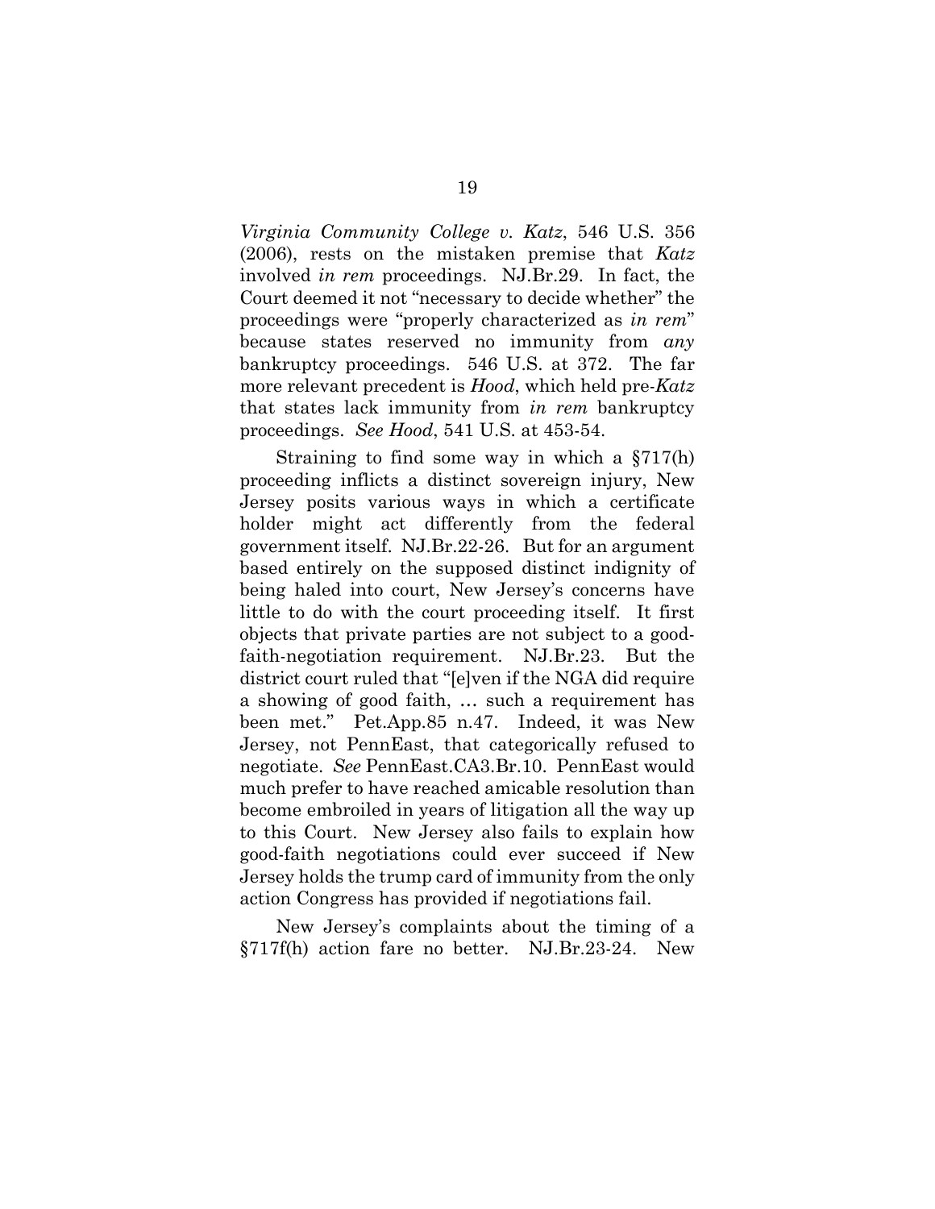*Virginia Community College v. Katz*, 546 U.S. 356 (2006), rests on the mistaken premise that *Katz* involved *in rem* proceedings. NJ.Br.29. In fact, the Court deemed it not "necessary to decide whether" the proceedings were "properly characterized as *in rem*" because states reserved no immunity from *any* bankruptcy proceedings. 546 U.S. at 372. The far more relevant precedent is *Hood*, which held pre-*Katz* that states lack immunity from *in rem* bankruptcy proceedings. *See Hood*, 541 U.S. at 453-54.

Straining to find some way in which a §717(h) proceeding inflicts a distinct sovereign injury, New Jersey posits various ways in which a certificate holder might act differently from the federal government itself. NJ.Br.22-26. But for an argument based entirely on the supposed distinct indignity of being haled into court, New Jersey's concerns have little to do with the court proceeding itself. It first objects that private parties are not subject to a good-faith-negotiation requirement. NJ.Br.23. But the district court ruled that "[e]ven if the NGA did require a showing of good faith, … such a requirement has been met." Pet.App.85 n.47. Indeed, it was New Jersey, not PennEast, that categorically refused to negotiate. *See* PennEast.CA3.Br.10. PennEast would much prefer to have reached amicable resolution than become embroiled in years of litigation all the way up to this Court. New Jersey also fails to explain how good-faith negotiations could ever succeed if New Jersey holds the trump card of immunity from the only action Congress has provided if negotiations fail.

New Jersey's complaints about the timing of a §717f(h) action fare no better. NJ.Br.23-24. New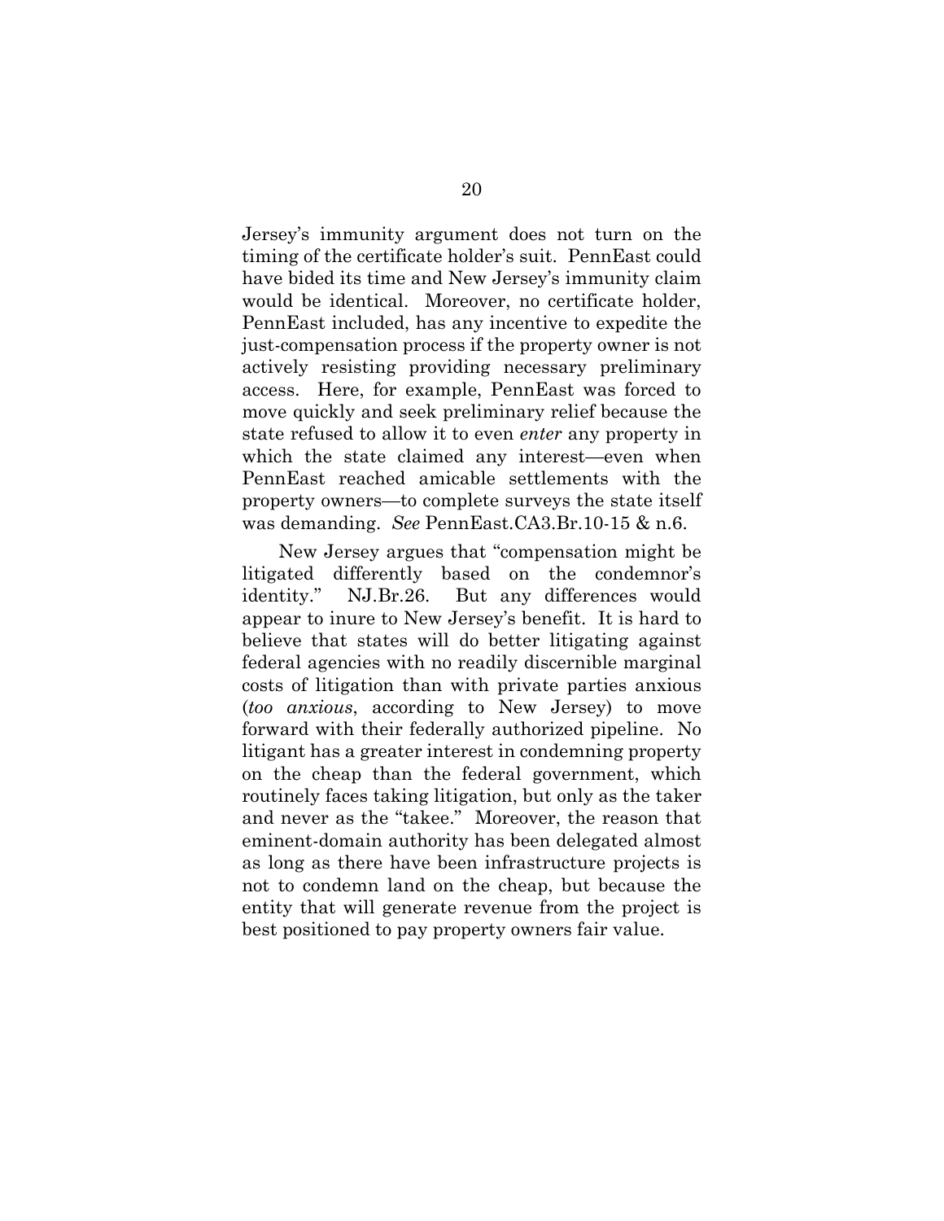Jersey's immunity argument does not turn on the timing of the certificate holder's suit. PennEast could have bided its time and New Jersey's immunity claim would be identical. Moreover, no certificate holder, PennEast included, has any incentive to expedite the just-compensation process if the property owner is not actively resisting providing necessary preliminary access. Here, for example, PennEast was forced to move quickly and seek preliminary relief because the state refused to allow it to even *enter* any property in which the state claimed any interest—even when PennEast reached amicable settlements with the property owners—to complete surveys the state itself was demanding. *See* PennEast.CA3.Br.10-15 & n.6.

New Jersey argues that "compensation might be litigated differently based on the condemnor's identity." NJ.Br.26. But any differences would appear to inure to New Jersey's benefit. It is hard to believe that states will do better litigating against federal agencies with no readily discernible marginal costs of litigation than with private parties anxious (*too anxious*, according to New Jersey) to move forward with their federally authorized pipeline. No litigant has a greater interest in condemning property on the cheap than the federal government, which routinely faces taking litigation, but only as the taker and never as the "takee." Moreover, the reason that eminent-domain authority has been delegated almost as long as there have been infrastructure projects is not to condemn land on the cheap, but because the entity that will generate revenue from the project is best positioned to pay property owners fair value.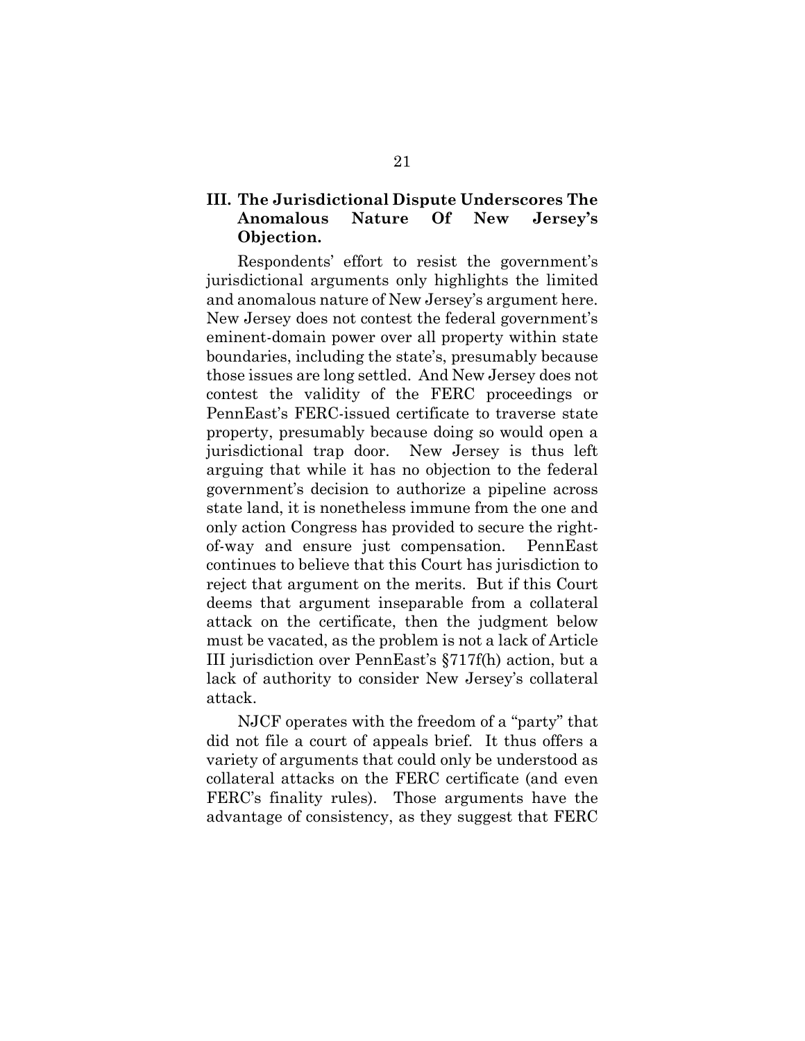## III. The Jurisdictional Dispute Underscores The Anomalous Nature Of New Jersey's Objection.

Respondents' effort to resist the government's jurisdictional arguments only highlights the limited and anomalous nature of New Jersey's argument here. New Jersey does not contest the federal government's eminent-domain power over all property within state boundaries, including the state's, presumably because those issues are long settled. And New Jersey does not contest the validity of the FERC proceedings or PennEast's FERC-issued certificate to traverse state property, presumably because doing so would open a jurisdictional trap door. New Jersey is thus left arguing that while it has no objection to the federal government's decision to authorize a pipeline across state land, it is nonetheless immune from the one and only action Congress has provided to secure the right-of-way and ensure just compensation. PennEast continues to believe that this Court has jurisdiction to reject that argument on the merits. But if this Court deems that argument inseparable from a collateral attack on the certificate, then the judgment below must be vacated, as the problem is not a lack of Article III jurisdiction over PennEast's §717f(h) action, but a lack of authority to consider New Jersey's collateral attack.

NJCF operates with the freedom of a "party" that did not file a court of appeals brief. It thus offers a variety of arguments that could only be understood as collateral attacks on the FERC certificate (and even FERC's finality rules). Those arguments have the advantage of consistency, as they suggest that FERC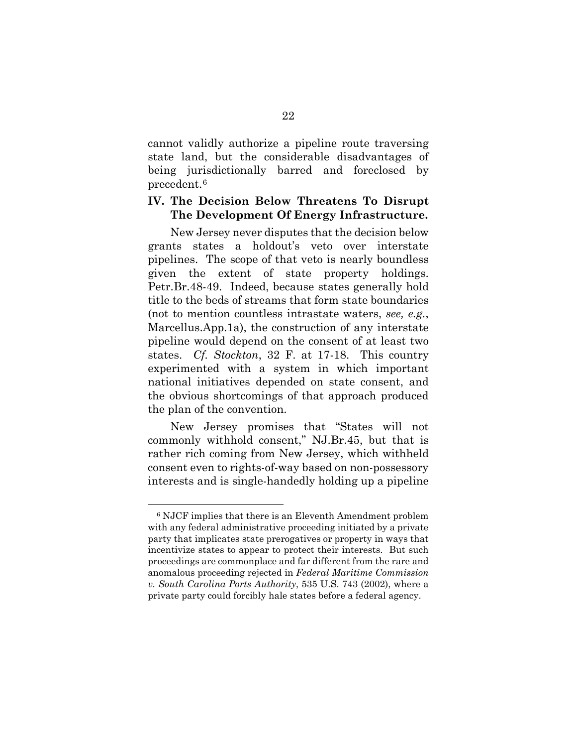cannot validly authorize a pipeline route traversing state land, but the considerable disadvantages of being jurisdictionally barred and foreclosed by precedent.[6]

## IV. The Decision Below Threatens To Disrupt The Development Of Energy Infrastructure.

New Jersey never disputes that the decision below grants states a holdout's veto over interstate pipelines. The scope of that veto is nearly boundless given the extent of state property holdings. Petr.Br.48-49. Indeed, because states generally hold title to the beds of streams that form state boundaries (not to mention countless intrastate waters, *see, e.g.*, Marcellus.App.1a), the construction of any interstate pipeline would depend on the consent of at least two states. *Cf. Stockton*, 32 F. at 17-18. This country experimented with a system in which important national initiatives depended on state consent, and the obvious shortcomings of that approach produced the plan of the convention.

New Jersey promises that "States will not commonly withhold consent," NJ.Br.45, but that is rather rich coming from New Jersey, which withheld consent even to rights-of-way based on non-possessory interests and is single-handedly holding up a pipeline

---

[6] NJCF implies that there is an Eleventh Amendment problem with any federal administrative proceeding initiated by a private party that implicates state prerogatives or property in ways that incentivize states to appear to protect their interests. But such proceedings are commonplace and far different from the rare and anomalous proceeding rejected in *Federal Maritime Commission v. South Carolina Ports Authority*, 535 U.S. 743 (2002), where a private party could forcibly hale states before a federal agency.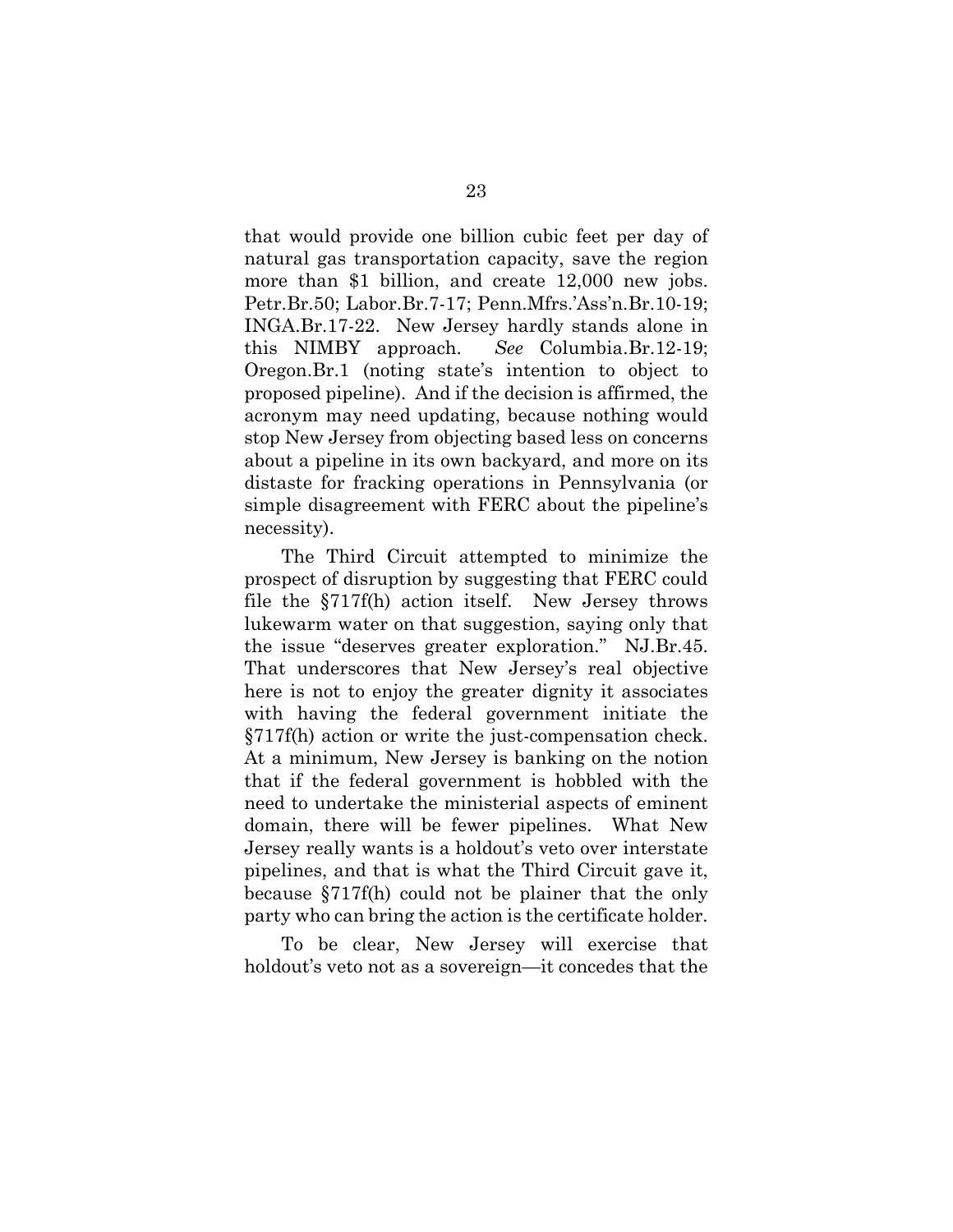that would provide one billion cubic feet per day of natural gas transportation capacity, save the region more than $1 billion, and create 12,000 new jobs. Petr.Br.50; Labor.Br.7-17; Penn.Mfrs.'Ass'n.Br.10-19; INGA.Br.17-22. New Jersey hardly stands alone in this NIMBY approach. *See* Columbia.Br.12-19; Oregon.Br.1 (noting state's intention to object to proposed pipeline). And if the decision is affirmed, the acronym may need updating, because nothing would stop New Jersey from objecting based less on concerns about a pipeline in its own backyard, and more on its distaste for fracking operations in Pennsylvania (or simple disagreement with FERC about the pipeline's necessity).

The Third Circuit attempted to minimize the prospect of disruption by suggesting that FERC could file the §717f(h) action itself. New Jersey throws lukewarm water on that suggestion, saying only that the issue "deserves greater exploration." NJ.Br.45. That underscores that New Jersey's real objective here is not to enjoy the greater dignity it associates with having the federal government initiate the §717f(h) action or write the just-compensation check. At a minimum, New Jersey is banking on the notion that if the federal government is hobbled with the need to undertake the ministerial aspects of eminent domain, there will be fewer pipelines. What New Jersey really wants is a holdout's veto over interstate pipelines, and that is what the Third Circuit gave it, because §717f(h) could not be plainer that the only party who can bring the action is the certificate holder.

To be clear, New Jersey will exercise that holdout's veto not as a sovereign—it concedes that the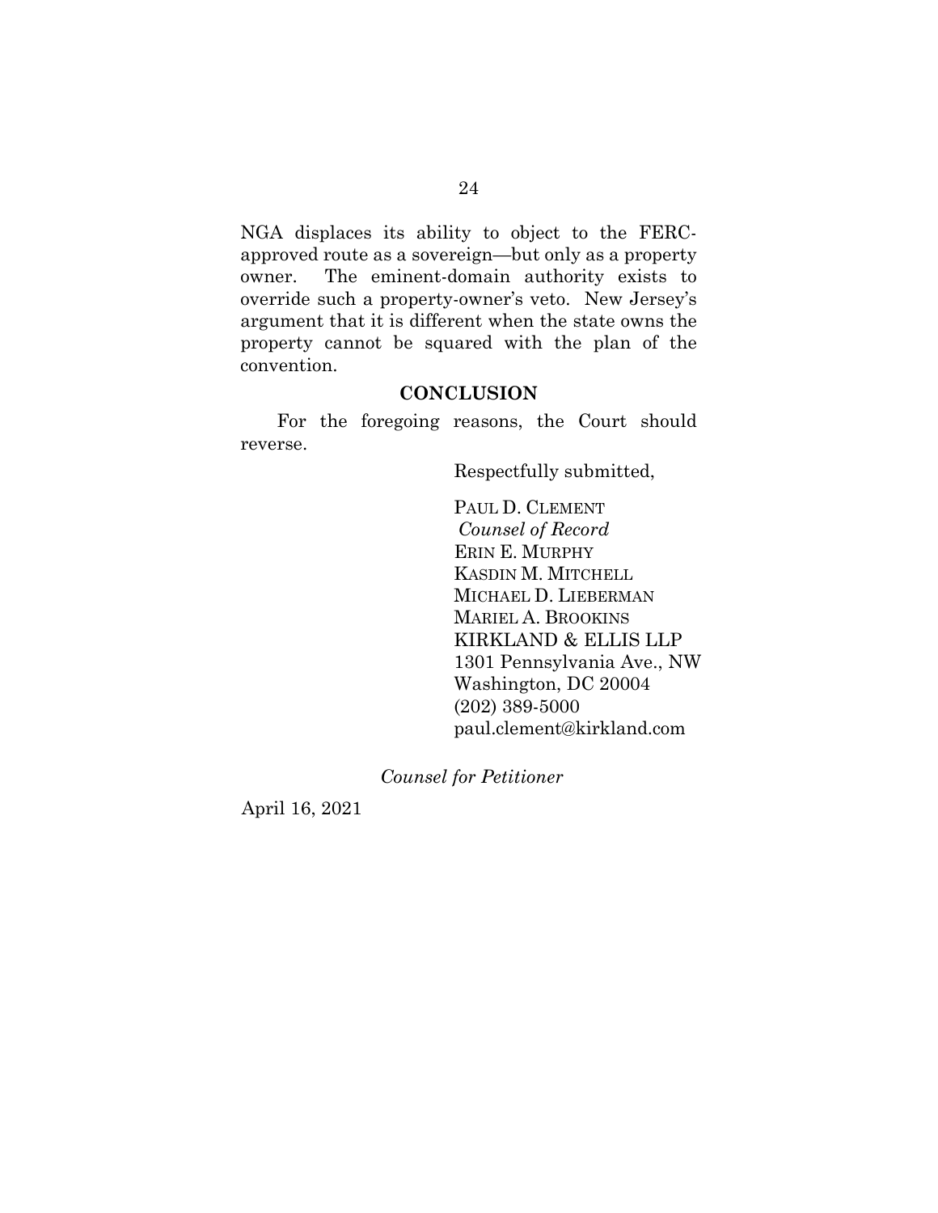NGA displaces its ability to object to the FERC-approved route as a sovereign—but only as a property owner. The eminent-domain authority exists to override such a property-owner's veto. New Jersey's argument that it is different when the state owns the property cannot be squared with the plan of the convention.

## CONCLUSION

For the foregoing reasons, the Court should reverse.

Respectfully submitted,

PAUL D. CLEMENT
*Counsel of Record*
ERIN E. MURPHY
KASDIN M. MITCHELL
MICHAEL D. LIEBERMAN
MARIEL A. BROOKINS
KIRKLAND & ELLIS LLP
1301 Pennsylvania Ave., NW
Washington, DC 20004
(202) 389-5000
paul.clement@kirkland.com

*Counsel for Petitioner*

April 16, 2021